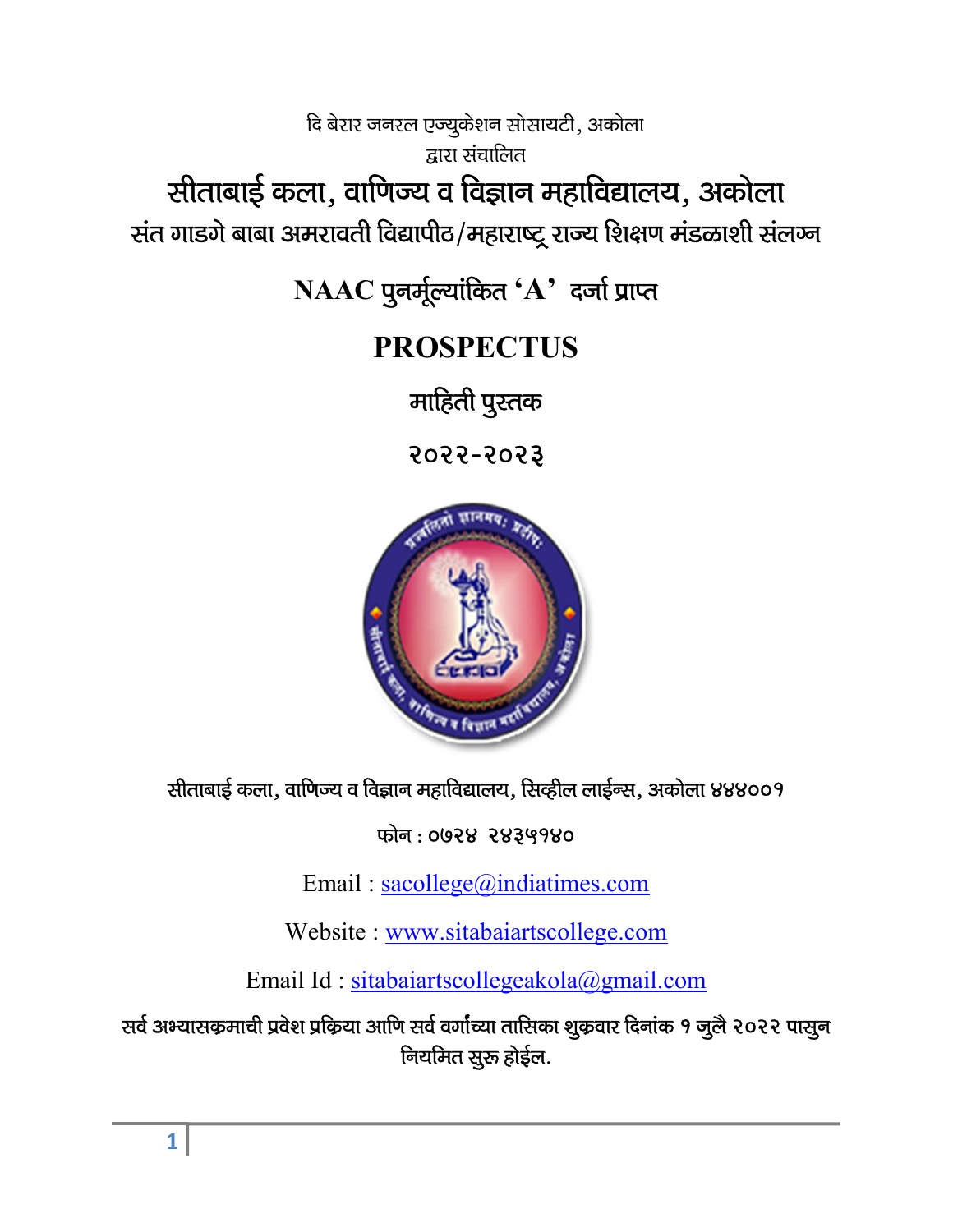दि बेरार जनरल एज्युकेशन सोसायटी, अकोला

द्वारा संचालित

# सीताबाई कला, वाणिज्य व विज्ञान महाविद्यालय, अकोला

## संत गाडगे बाबा अमरावती विद्यापीठ/महाराष्ट्र राज्य शिक्षण मंडळाशी संलग्न

## NAAC पुनर्मूल्यांकित 'A' दर्जा प्राप्त

# PROSPECTUS

## माहिती पुस्तक

## २०२२-२०२३

**सीताबाई कला, वाणिज्य व विज्ञान महाविद्यालय, सिव्हील लाईन्स, अकोला ४४४००१**

**फोन : ०७२४ २४३५१४०**

Email : sacollege@indiatimes.com

Website : www.sitabaiartscollege.com

Email Id : sitabaiartscollegeakola@gmail.com

**सर्व अभ्यासक्रमाची प्रवेश प्रक्रिया आणि सर्व वर्गांच्या तासिका शुक्रवार दिनांक १ जुलै २०२२ पासुन नियमित सुरू होईल.**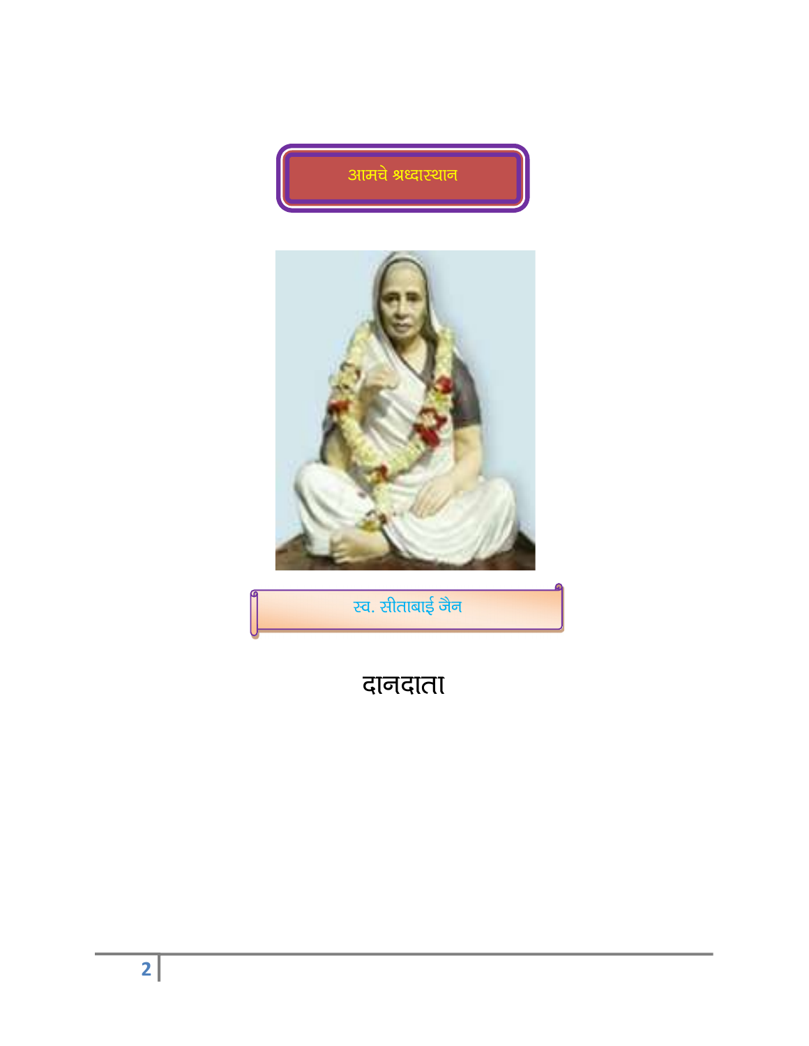## आमचे श्रध्दास्थान

स्व. सीताबाई जैन

# दानदाता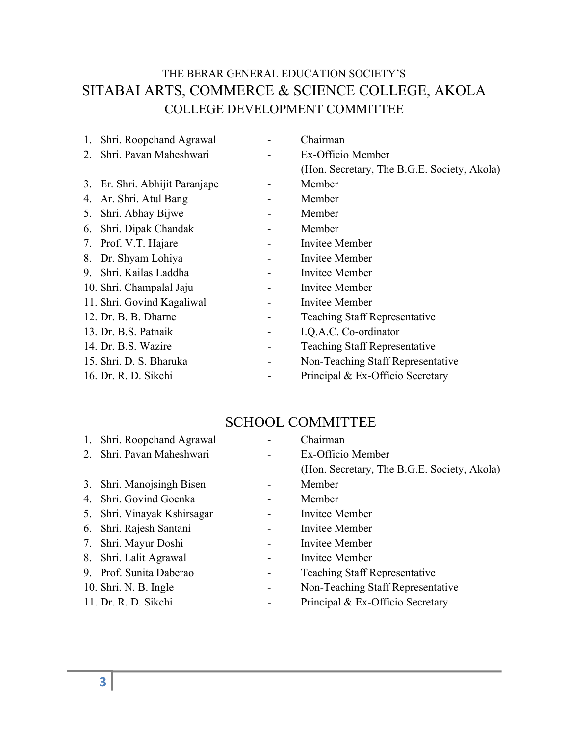THE BERAR GENERAL EDUCATION SOCIETY'S

# SITABAI ARTS, COMMERCE & SCIENCE COLLEGE, AKOLA

## COLLEGE DEVELOPMENT COMMITTEE

| | | |
|---|---|---|
| 1. Shri. Roopchand Agrawal | - | Chairman |
| 2. Shri. Pavan Maheshwari | - | Ex-Officio Member (Hon. Secretary, The B.G.E. Society, Akola) |
| 3. Er. Shri. Abhijit Paranjape | - | Member |
| 4. Ar. Shri. Atul Bang | - | Member |
| 5. Shri. Abhay Bijwe | - | Member |
| 6. Shri. Dipak Chandak | - | Member |
| 7. Prof. V.T. Hajare | - | Invitee Member |
| 8. Dr. Shyam Lohiya | - | Invitee Member |
| 9. Shri. Kailas Laddha | - | Invitee Member |
| 10. Shri. Champalal Jaju | - | Invitee Member |
| 11. Shri. Govind Kagaliwal | - | Invitee Member |
| 12. Dr. B. B. Dharne | - | Teaching Staff Representative |
| 13. Dr. B.S. Patnaik | - | I.Q.A.C. Co-ordinator |
| 14. Dr. B.S. Wazire | - | Teaching Staff Representative |
| 15. Shri. D. S. Bharuka | - | Non-Teaching Staff Representative |
| 16. Dr. R. D. Sikchi | - | Principal & Ex-Officio Secretary |

## SCHOOL COMMITTEE

| | | |
|---|---|---|
| 1. Shri. Roopchand Agrawal | - | Chairman |
| 2. Shri. Pavan Maheshwari | - | Ex-Officio Member (Hon. Secretary, The B.G.E. Society, Akola) |
| 3. Shri. Manojsingh Bisen | - | Member |
| 4. Shri. Govind Goenka | - | Member |
| 5. Shri. Vinayak Kshirsagar | - | Invitee Member |
| 6. Shri. Rajesh Santani | - | Invitee Member |
| 7. Shri. Mayur Doshi | - | Invitee Member |
| 8. Shri. Lalit Agrawal | - | Invitee Member |
| 9. Prof. Sunita Daberao | - | Teaching Staff Representative |
| 10. Shri. N. B. Ingle | - | Non-Teaching Staff Representative |
| 11. Dr. R. D. Sikchi | - | Principal & Ex-Officio Secretary |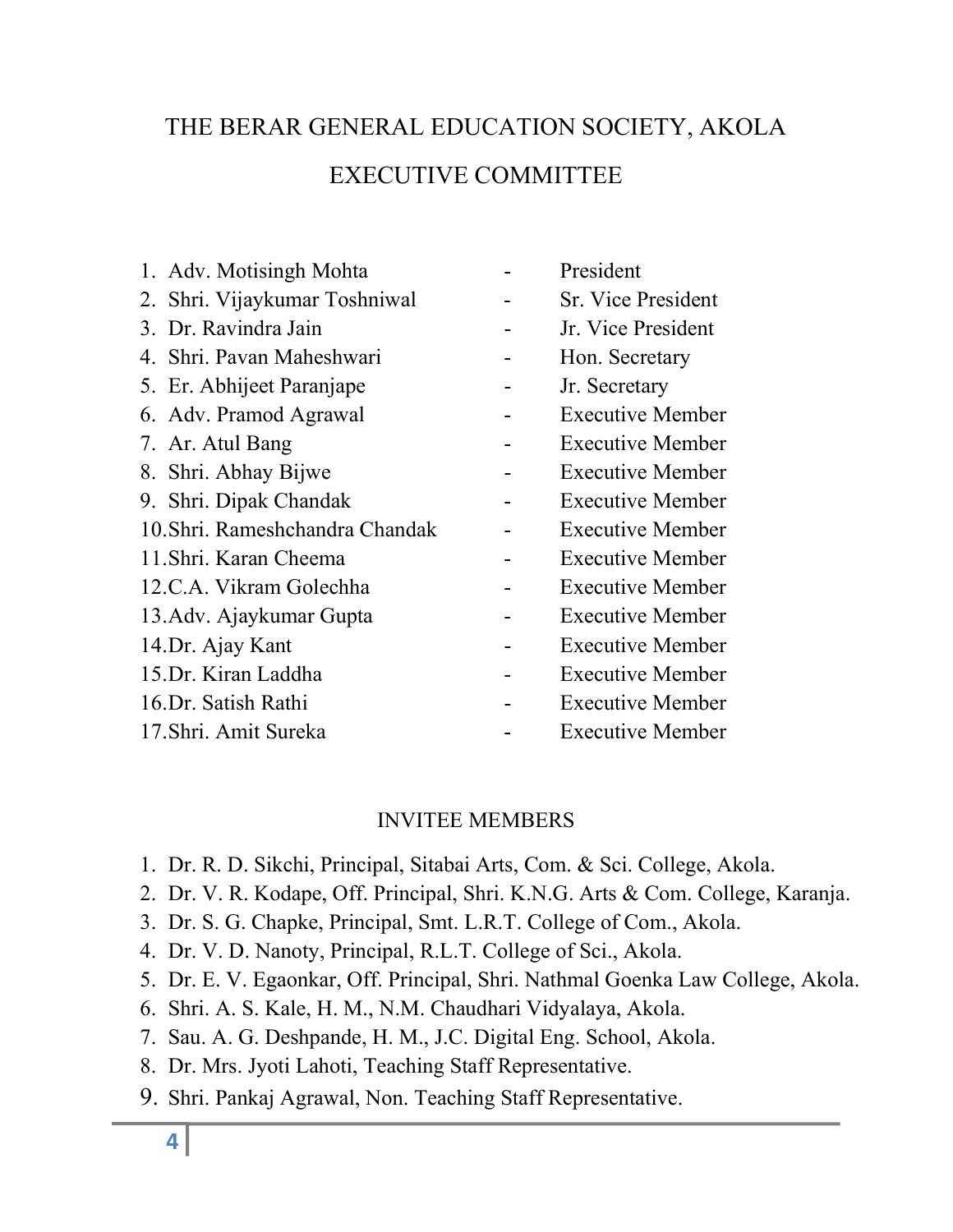# THE BERAR GENERAL EDUCATION SOCIETY, AKOLA

## EXECUTIVE COMMITTEE

1. Adv. Motisingh Mohta - President
2. Shri. Vijaykumar Toshniwal - Sr. Vice President
3. Dr. Ravindra Jain - Jr. Vice President
4. Shri. Pavan Maheshwari - Hon. Secretary
5. Er. Abhijeet Paranjape - Jr. Secretary
6. Adv. Pramod Agrawal - Executive Member
7. Ar. Atul Bang - Executive Member
8. Shri. Abhay Bijwe - Executive Member
9. Shri. Dipak Chandak - Executive Member
10. Shri. Rameshchandra Chandak - Executive Member
11. Shri. Karan Cheema - Executive Member
12. C.A. Vikram Golechha - Executive Member
13. Adv. Ajaykumar Gupta - Executive Member
14. Dr. Ajay Kant - Executive Member
15. Dr. Kiran Laddha - Executive Member
16. Dr. Satish Rathi - Executive Member
17. Shri. Amit Sureka - Executive Member

### INVITEE MEMBERS

1. Dr. R. D. Sikchi, Principal, Sitabai Arts, Com. & Sci. College, Akola.
2. Dr. V. R. Kodape, Off. Principal, Shri. K.N.G. Arts & Com. College, Karanja.
3. Dr. S. G. Chapke, Principal, Smt. L.R.T. College of Com., Akola.
4. Dr. V. D. Nanoty, Principal, R.L.T. College of Sci., Akola.
5. Dr. E. V. Egaonkar, Off. Principal, Shri. Nathmal Goenka Law College, Akola.
6. Shri. A. S. Kale, H. M., N.M. Chaudhari Vidyalaya, Akola.
7. Sau. A. G. Deshpande, H. M., J.C. Digital Eng. School, Akola.
8. Dr. Mrs. Jyoti Lahoti, Teaching Staff Representative.
9. Shri. Pankaj Agrawal, Non. Teaching Staff Representative.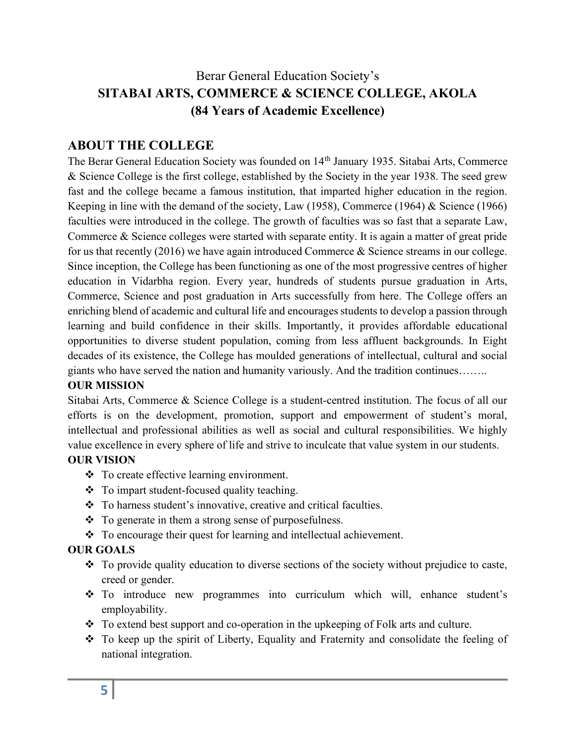Berar General Education Society's

# SITABAI ARTS, COMMERCE & SCIENCE COLLEGE, AKOLA

**(84 Years of Academic Excellence)**

## ABOUT THE COLLEGE

The Berar General Education Society was founded on 14th January 1935. Sitabai Arts, Commerce & Science College is the first college, established by the Society in the year 1938. The seed grew fast and the college became a famous institution, that imparted higher education in the region. Keeping in line with the demand of the society, Law (1958), Commerce (1964) & Science (1966) faculties were introduced in the college. The growth of faculties was so fast that a separate Law, Commerce & Science colleges were started with separate entity. It is again a matter of great pride for us that recently (2016) we have again introduced Commerce & Science streams in our college. Since inception, the College has been functioning as one of the most progressive centres of higher education in Vidarbha region. Every year, hundreds of students pursue graduation in Arts, Commerce, Science and post graduation in Arts successfully from here. The College offers an enriching blend of academic and cultural life and encourages students to develop a passion through learning and build confidence in their skills. Importantly, it provides affordable educational opportunities to diverse student population, coming from less affluent backgrounds. In Eight decades of its existence, the College has moulded generations of intellectual, cultural and social giants who have served the nation and humanity variously. And the tradition continues……..

**OUR MISSION**

Sitabai Arts, Commerce & Science College is a student-centred institution. The focus of all our efforts is on the development, promotion, support and empowerment of student's moral, intellectual and professional abilities as well as social and cultural responsibilities. We highly value excellence in every sphere of life and strive to inculcate that value system in our students.

**OUR VISION**

- To create effective learning environment.
- To impart student-focused quality teaching.
- To harness student's innovative, creative and critical faculties.
- To generate in them a strong sense of purposefulness.
- To encourage their quest for learning and intellectual achievement.

**OUR GOALS**

- To provide quality education to diverse sections of the society without prejudice to caste, creed or gender.
- To introduce new programmes into curriculum which will, enhance student's employability.
- To extend best support and co-operation in the upkeeping of Folk arts and culture.
- To keep up the spirit of Liberty, Equality and Fraternity and consolidate the feeling of national integration.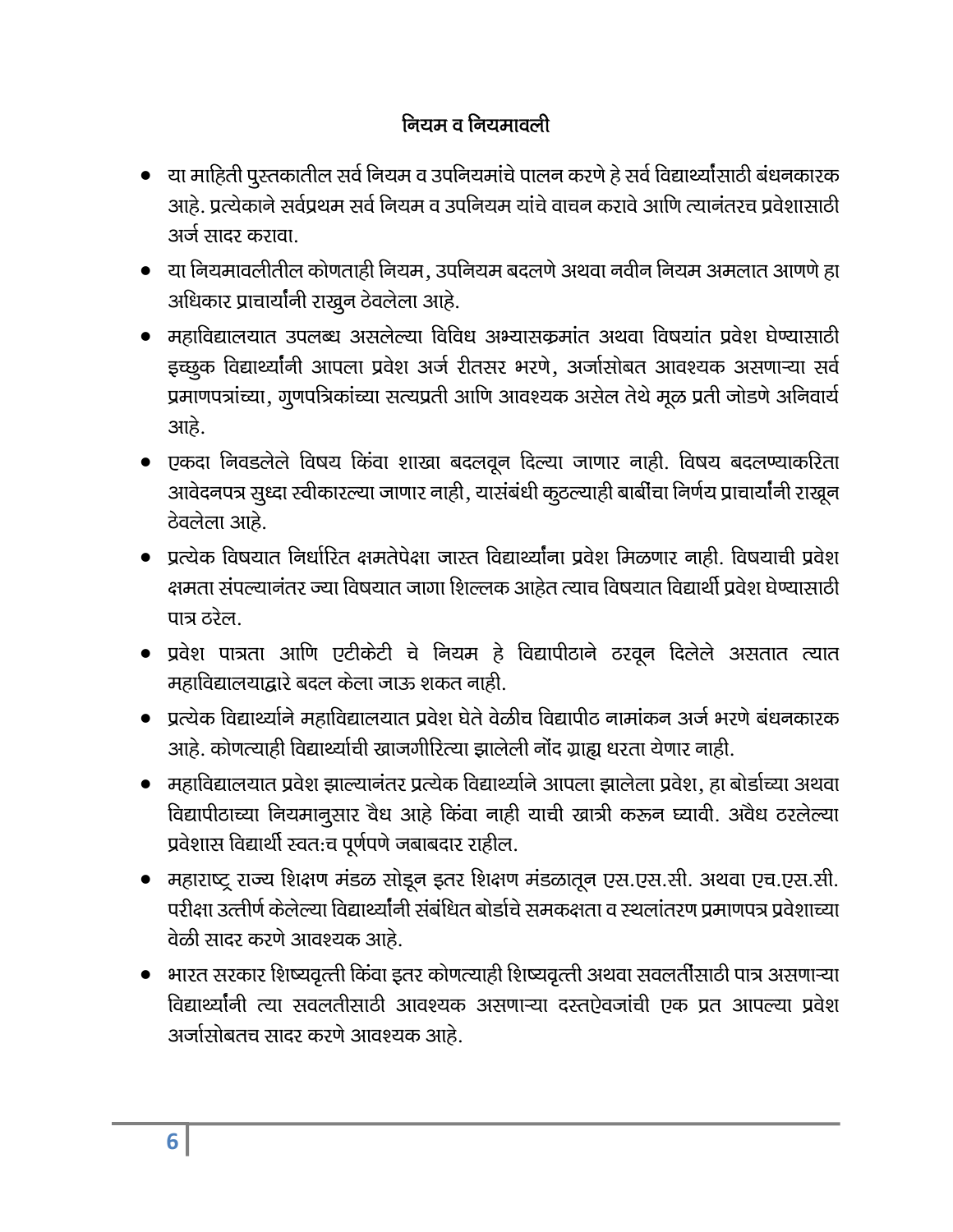## नियम व नियमावली

- या माहिती पुस्तकातील सर्व नियम व उपनियमांचे पालन करणे हे सर्व विद्यार्थ्यांसाठी बंधनकारक आहे. प्रत्येकाने सर्वप्रथम सर्व नियम व उपनियम यांचे वाचन करावे आणि त्यानंतरच प्रवेशासाठी अर्ज सादर करावा.
- या नियमावलीतील कोणताही नियम, उपनियम बदलणे अथवा नवीन नियम अमलात आणणे हा अधिकार प्राचार्यांनी राखुन ठेवलेला आहे.
- महाविद्यालयात उपलब्ध असलेल्या विविध अभ्यासक्रमांत अथवा विषयांत प्रवेश घेण्यासाठी इच्छुक विद्यार्थ्यांनी आपला प्रवेश अर्ज रीतसर भरणे, अर्जासोबत आवश्यक असणाऱ्या सर्व प्रमाणपत्रांच्या, गुणपत्रिकांच्या सत्यप्रती आणि आवश्यक असेल तेथे मूळ प्रती जोडणे अनिवार्य आहे.
- एकदा निवडलेले विषय किंवा शाखा बदलवून दिल्या जाणार नाही. विषय बदलण्याकरिता आवेदनपत्र सुध्दा स्वीकारल्या जाणार नाही, यासंबंधी कुठल्याही बाबींचा निर्णय प्राचार्यांनी राखून ठेवलेला आहे.
- प्रत्येक विषयात निर्धारित क्षमतेपेक्षा जास्त विद्यार्थ्यांना प्रवेश मिळणार नाही. विषयाची प्रवेश क्षमता संपल्यानंतर ज्या विषयात जागा शिल्लक आहेत त्याच विषयात विद्यार्थी प्रवेश घेण्यासाठी पात्र ठरेल.
- प्रवेश पात्रता आणि एटीकेटी चे नियम हे विद्यापीठाने ठरवून दिलेले असतात त्यात महाविद्यालयाद्वारे बदल केला जाऊ शकत नाही.
- प्रत्येक विद्यार्थ्याने महाविद्यालयात प्रवेश घेते वेळीच विद्यापीठ नामांकन अर्ज भरणे बंधनकारक आहे. कोणत्याही विद्यार्थ्याची खाजगीरित्या झालेली नोंद ग्राह्य धरता येणार नाही.
- महाविद्यालयात प्रवेश झाल्यानंतर प्रत्येक विद्यार्थ्याने आपला झालेला प्रवेश, हा बोर्डाच्या अथवा विद्यापीठाच्या नियमानुसार वैध आहे किंवा नाही याची खात्री करून घ्यावी. अवैध ठरलेल्या प्रवेशास विद्यार्थी स्वत:च पूर्णपणे जबाबदार राहील.
- महाराष्ट्र राज्य शिक्षण मंडळ सोडून इतर शिक्षण मंडळातून एस.एस.सी. अथवा एच.एस.सी. परीक्षा उत्तीर्ण केलेल्या विद्यार्थ्यांनी संबंधित बोर्डाचे समकक्षता व स्थलांतरण प्रमाणपत्र प्रवेशाच्या वेळी सादर करणे आवश्यक आहे.
- भारत सरकार शिष्यवृत्ती किंवा इतर कोणत्याही शिष्यवृत्ती अथवा सवलतींसाठी पात्र असणाऱ्या विद्यार्थ्यांनी त्या सवलतीसाठी आवश्यक असणाऱ्या दस्तऐवजांची एक प्रत आपल्या प्रवेश अर्जासोबतच सादर करणे आवश्यक आहे.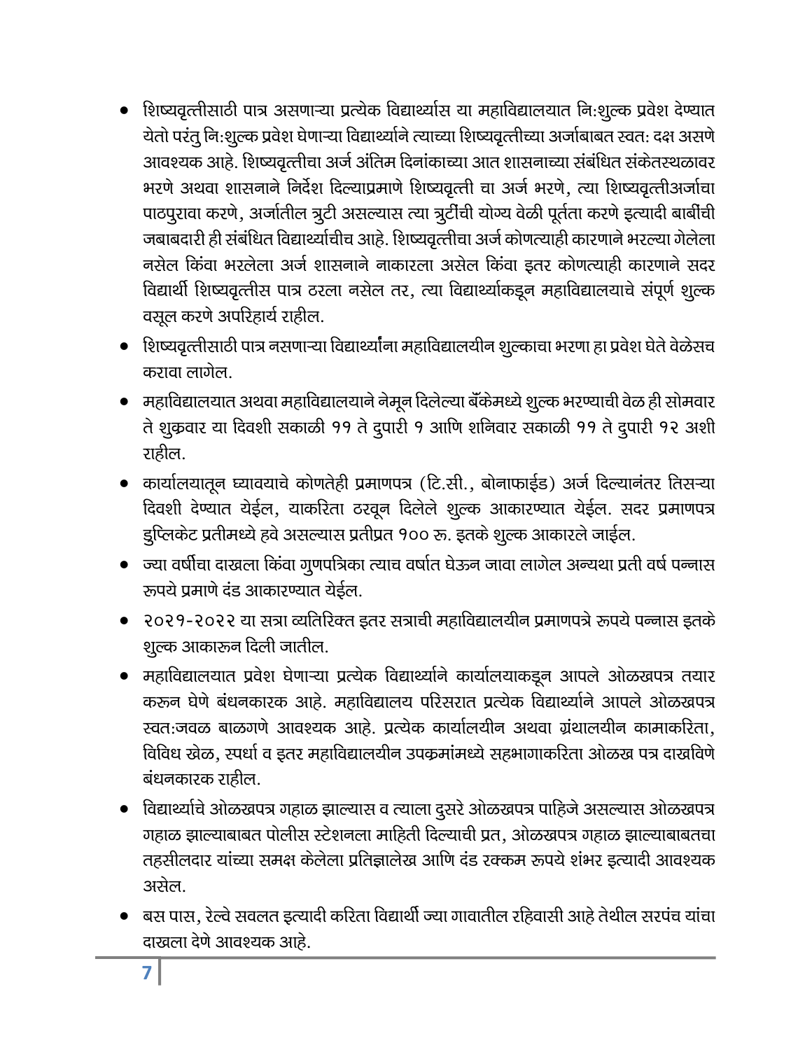- शिष्यवृत्तीसाठी पात्र असणाऱ्या प्रत्येक विद्यार्थ्यास या महाविद्यालयात नि:शुल्क प्रवेश देण्यात येतो परंतु नि:शुल्क प्रवेश घेणाऱ्या विद्यार्थ्याने त्याच्या शिष्यवृत्तीच्या अर्जाबाबत स्वत: दक्ष असणे आवश्यक आहे. शिष्यवृत्तीचा अर्ज अंतिम दिनांकाच्या आत शासनाच्या संबंधित संकेतस्थळावर भरणे अथवा शासनाने निर्देश दिल्याप्रमाणे शिष्यवृत्ती चा अर्ज भरणे, त्या शिष्यवृत्तीअर्जाचा पाठपुरावा करणे, अर्जातील त्रुटी असल्यास त्या त्रुटींची योग्य वेळी पूर्तता करणे इत्यादी बाबींची जबाबदारी ही संबंधित विद्यार्थ्याचीच आहे. शिष्यवृत्तीचा अर्ज कोणत्याही कारणाने भरल्या गेलेला नसेल किंवा भरलेला अर्ज शासनाने नाकारला असेल किंवा इतर कोणत्याही कारणाने सदर विद्यार्थी शिष्यवृत्तीस पात्र ठरला नसेल तर, त्या विद्यार्थ्याकडून महाविद्यालयाचे संपूर्ण शुल्क वसूल करणे अपरिहार्य राहील.
- शिष्यवृत्तीसाठी पात्र नसणाऱ्या विद्यार्थ्यांना महाविद्यालयीन शुल्काचा भरणा हा प्रवेश घेते वेळेसच करावा लागेल.
- महाविद्यालयात अथवा महाविद्यालयाने नेमून दिलेल्या बॅंकेमध्ये शुल्क भरण्याची वेळ ही सोमवार ते शुक्रवार या दिवशी सकाळी ११ ते दुपारी १ आणि शनिवार सकाळी ११ ते दुपारी १२ अशी राहील.
- कार्यालयातून घ्यावयाचे कोणतेही प्रमाणपत्र (टि.सी., बोनाफाईड) अर्ज दिल्यानंतर तिसऱ्या दिवशी देण्यात येईल, याकरिता ठरवून दिलेले शुल्क आकारण्यात येईल. सदर प्रमाणपत्र डुप्लिकेट प्रतीमध्ये हवे असल्यास प्रतीप्रत १०० रु. इतके शुल्क आकारले जाईल.
- ज्या वर्षीचा दाखला किंवा गुणपत्रिका त्याच वर्षात घेऊन जावा लागेल अन्यथा प्रती वर्ष पन्नास रुपये प्रमाणे दंड आकारण्यात येईल.
- २०२१-२०२२ या सत्रा व्यतिरिक्त इतर सत्राची महाविद्यालयीन प्रमाणपत्रे रुपये पन्नास इतके शुल्क आकारून दिली जातील.
- महाविद्यालयात प्रवेश घेणाऱ्या प्रत्येक विद्यार्थ्याने कार्यालयाकडून आपले ओळखपत्र तयार करून घेणे बंधनकारक आहे. महाविद्यालय परिसरात प्रत्येक विद्यार्थ्याने आपले ओळखपत्र स्वत:जवळ बाळगणे आवश्यक आहे. प्रत्येक कार्यालयीन अथवा ग्रंथालयीन कामाकरिता, विविध खेळ, स्पर्धा व इतर महाविद्यालयीन उपक्रमांमध्ये सहभागाकरिता ओळख पत्र दाखविणे बंधनकारक राहील.
- विद्यार्थ्याचे ओळखपत्र गहाळ झाल्यास व त्याला दुसरे ओळखपत्र पाहिजे असल्यास ओळखपत्र गहाळ झाल्याबाबत पोलीस स्टेशनला माहिती दिल्याची प्रत, ओळखपत्र गहाळ झाल्याबाबतचा तहसीलदार यांच्या समक्ष केलेला प्रतिज्ञालेख आणि दंड रक्कम रुपये शंभर इत्यादी आवश्यक असेल.
- बस पास, रेल्वे सवलत इत्यादी करिता विद्यार्थी ज्या गावातील रहिवासी आहे तेथील सरपंच यांचा दाखला देणे आवश्यक आहे.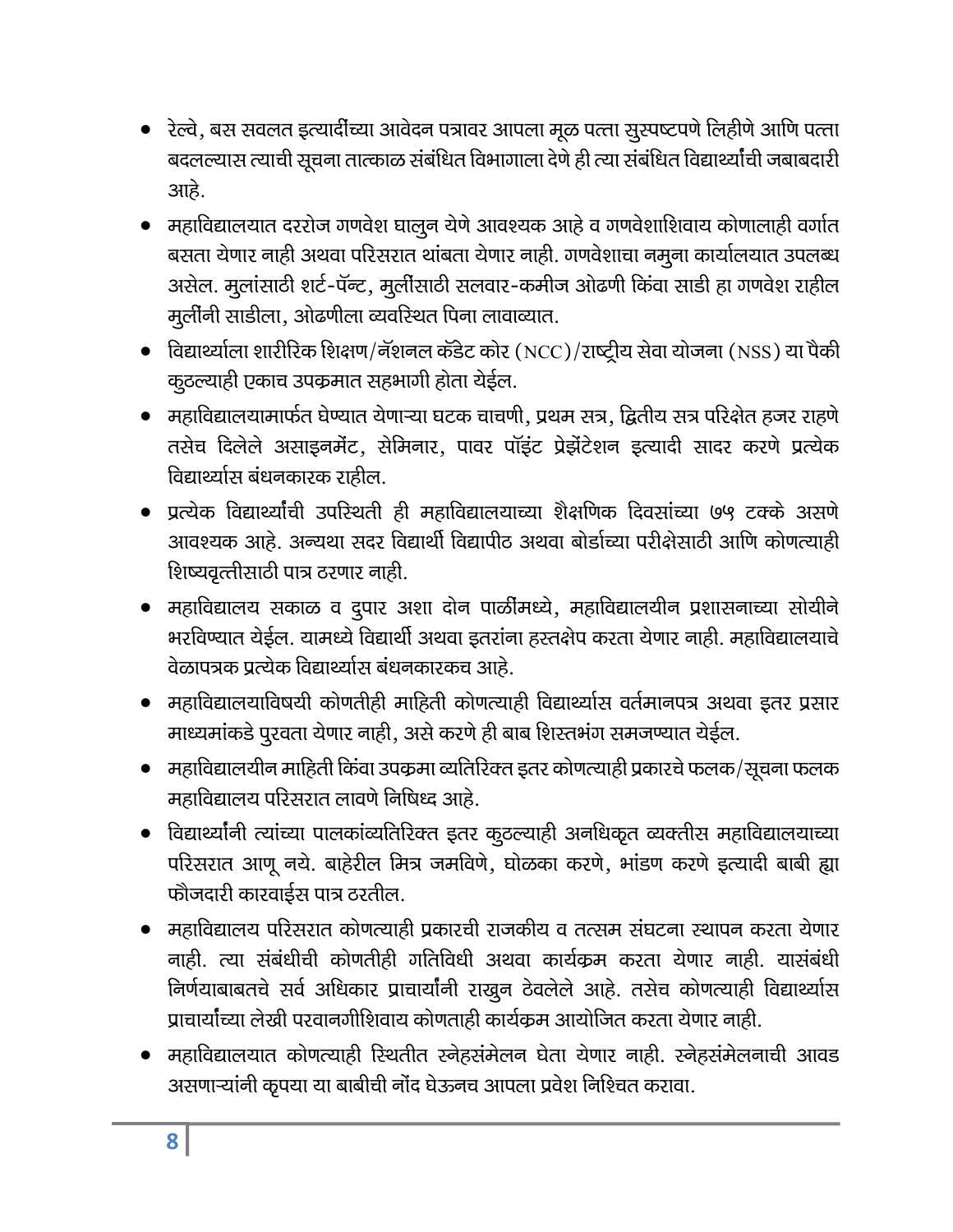- रेल्वे, बस सवलत इत्यादींच्या आवेदन पत्रावर आपला मूळ पत्ता सुस्पष्टपणे लिहीणे आणि पत्ता बदलल्यास त्याची सूचना तात्काळ संबंधित विभागाला देणे ही त्या संबंधित विद्यार्थ्यांची जबावदारी आहे.
- महाविद्यालयात दररोज गणवेश घालुन येणे आवश्यक आहे व गणवेशाशिवाय कोणालाही वर्गात बसता येणार नाही अथवा परिसरात थांबता येणार नाही. गणवेशाचा नमुना कार्यालयात उपलब्ध असेल. मुलांसाठी शर्ट-पॅन्ट, मुलींसाठी सलवार-कमीज ओढणी किंवा साडी हा गणवेश राहील मुलींनी साडीला, ओढणीला व्यवस्थित पिना लावाव्यात.
- विद्यार्थ्याला शारीरिक शिक्षण/नॅशनल कॅडेट कोर (NCC)/राष्ट्रीय सेवा योजना (NSS) या पैकी कुठल्याही एकाच उपक्रमात सहभागी होता येईल.
- महाविद्यालयामार्फत घेण्यात येणाऱ्या घटक चाचणी, प्रथम सत्र, द्वितीय सत्र परिक्षेत हजर राहणे तसेच दिलेले असाइनमेंट, सेमिनार, पावर पॉइंट प्रेझेंटेशन इत्यादी सादर करणे प्रत्येक विद्यार्थ्यास बंधनकारक राहील.
- प्रत्येक विद्यार्थ्यांची उपस्थिती ही महाविद्यालयाच्या शैक्षणिक दिवसांच्या ७५ टक्के असणे आवश्यक आहे. अन्यथा सदर विद्यार्थी विद्यापीठ अथवा बोर्डाच्या परीक्षेसाठी आणि कोणत्याही शिष्यवृत्तीसाठी पात्र ठरणार नाही.
- महाविद्यालय सकाळ व दुपार अशा दोन पाळींमध्ये, महाविद्यालयीन प्रशासनाच्या सोयीने भरविण्यात येईल. यामध्ये विद्यार्थी अथवा इतरांना हस्तक्षेप करता येणार नाही. महाविद्यालयाचे वेळापत्रक प्रत्येक विद्यार्थ्यास बंधनकारकच आहे.
- महाविद्यालयाविषयी कोणतीही माहिती कोणत्याही विद्यार्थ्यास वर्तमानपत्र अथवा इतर प्रसार माध्यमांकडे पुरवता येणार नाही, असे करणे ही बाब शिस्तभंग समजण्यात येईल.
- महाविद्यालयीन माहिती किंवा उपक्रमा व्यतिरिक्त इतर कोणत्याही प्रकारचे फलक/सूचना फलक महाविद्यालय परिसरात लावणे निषिध्द आहे.
- विद्यार्थ्यांनी त्यांच्या पालकांव्यतिरिक्त इतर कुठल्याही अनधिकृत व्यक्तीस महाविद्यालयाच्या परिसरात आणू नये. बाहेरील मित्र जमविणे, घोळका करणे, भांडण करणे इत्यादी बाबी ह्या फौजदारी कारवाईस पात्र ठरतील.
- महाविद्यालय परिसरात कोणत्याही प्रकारची राजकीय व तत्सम संघटना स्थापन करता येणार नाही. त्या संबंधीची कोणतीही गतिविधी अथवा कार्यक्रम करता येणार नाही. यासंबंधी निर्णयाबाबतचे सर्व अधिकार प्राचार्यांनी राखुन ठेवलेले आहे. तसेच कोणत्याही विद्यार्थ्यास प्राचार्यांच्या लेखी परवानगीशिवाय कोणताही कार्यक्रम आयोजित करता येणार नाही.
- महाविद्यालयात कोणत्याही स्थितीत स्नेहसंमेलन घेता येणार नाही. स्नेहसंमेलनाची आवड असणाऱ्यांनी कृपया या बाबीची नोंद घेऊनच आपला प्रवेश निश्चित करावा.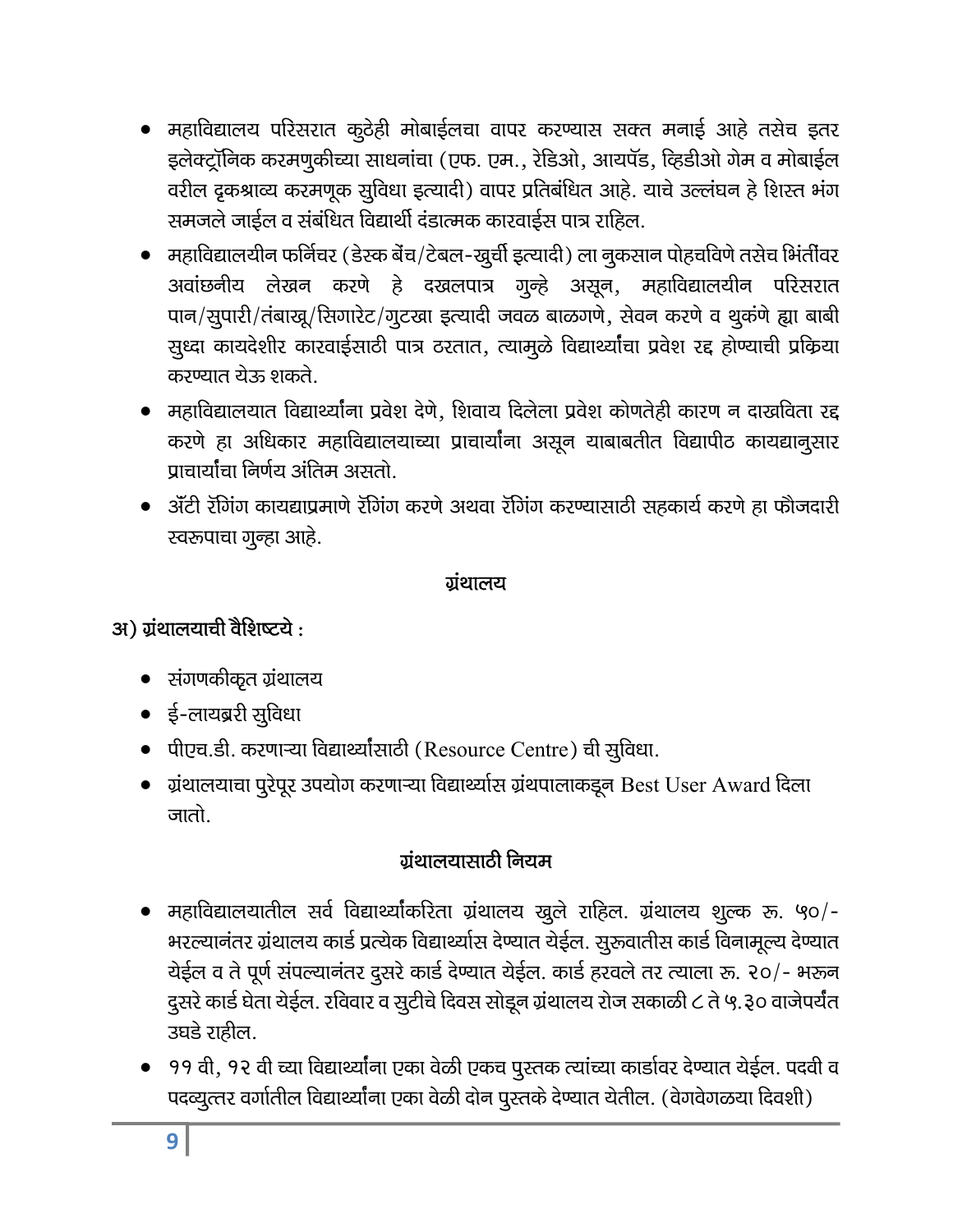- महाविद्यालय परिसरात कुठेही मोबाईलचा वापर करण्यास सक्त मनाई आहे तसेच इतर इलेक्ट्रॉनिक करमणुकीच्या साधनांचा (एफ. एम., रेडिओ, आयपॅड, व्हिडीओ गेम व मोबाईल वरील दृकश्राव्य करमणूक सुविधा इत्यादी) वापर प्रतिबंधित आहे. याचे उल्लंघन हे शिस्त भंग समजले जाईल व संबंधित विद्यार्थी दंडात्मक कारवाईस पात्र राहिल.
- महाविद्यालयीन फर्निचर (डेस्क बेंच/टेबल-खुर्ची इत्यादी) ला नुकसान पोहचविणे तसेच भिंतींवर अवांछनीय लेखन करणे हे दखलपात्र गुन्हे असून, महाविद्यालयीन परिसरात पान/सुपारी/तंबाखू/सिगारेट/गुटखा इत्यादी जवळ बाळगणे, सेवन करणे व थुकंणे ह्या बाबी सुध्दा कायदेशीर कारवाईसाठी पात्र ठरतात, त्यामुळे विद्यार्थ्यांचा प्रवेश रद्द होण्याची प्रक्रिया करण्यात येऊ शकते.
- महाविद्यालयात विद्यार्थ्यांना प्रवेश देणे, शिवाय दिलेला प्रवेश कोणतेही कारण न दाखविता रद्द करणे हा अधिकार महाविद्यालयाच्या प्राचार्यांना असून याबाबतीत विद्यापीठ कायद्यानुसार प्राचार्यांचा निर्णय अंतिम असतो.
- अॅंटी रॅगिंग कायद्याप्रमाणे रॅगिंग करणे अथवा रॅगिंग करण्यासाठी सहकार्य करणे हा फौजदारी स्वरुपाचा गुन्हा आहे.

## ग्रंथालय

**अ) ग्रंथालयाची वैशिष्टये :**

- संगणकीकृत ग्रंथालय
- ई-लायब्ररी सुविधा
- पीएच.डी. करणाऱ्या विद्यार्थ्यांसाठी (Resource Centre) ची सुविधा.
- ग्रंथालयाचा पुरेपूर उपयोग करणाऱ्या विद्यार्थ्यास ग्रंथपालाकडून Best User Award दिला जातो.

## ग्रंथालयासाठी नियम

- महाविद्यालयातील सर्व विद्यार्थ्यांकरिता ग्रंथालय खुले राहिल. ग्रंथालय शुल्क रू. ५०/- भरल्यानंतर ग्रंथालय कार्ड प्रत्येक विद्यार्थ्यास देण्यात येईल. सुरुवातीस कार्ड विनामूल्य देण्यात येईल व ते पूर्ण संपल्यानंतर दुसरे कार्ड देण्यात येईल. कार्ड हरवले तर त्याला रू. २०/- भरून दुसरे कार्ड घेता येईल. रविवार व सुटीचे दिवस सोडून ग्रंथालय रोज सकाळी ८ ते ५.३० वाजेपर्यंत उघडे राहील.
- ११ वी, १२ वी च्या विद्यार्थ्यांना एका वेळी एकच पुस्तक त्यांच्या कार्डावर देण्यात येईल. पदवी व पदव्युत्तर वर्गातील विद्यार्थ्यांना एका वेळी दोन पुस्तके देण्यात येतील. (वेगवेगळया दिवशी)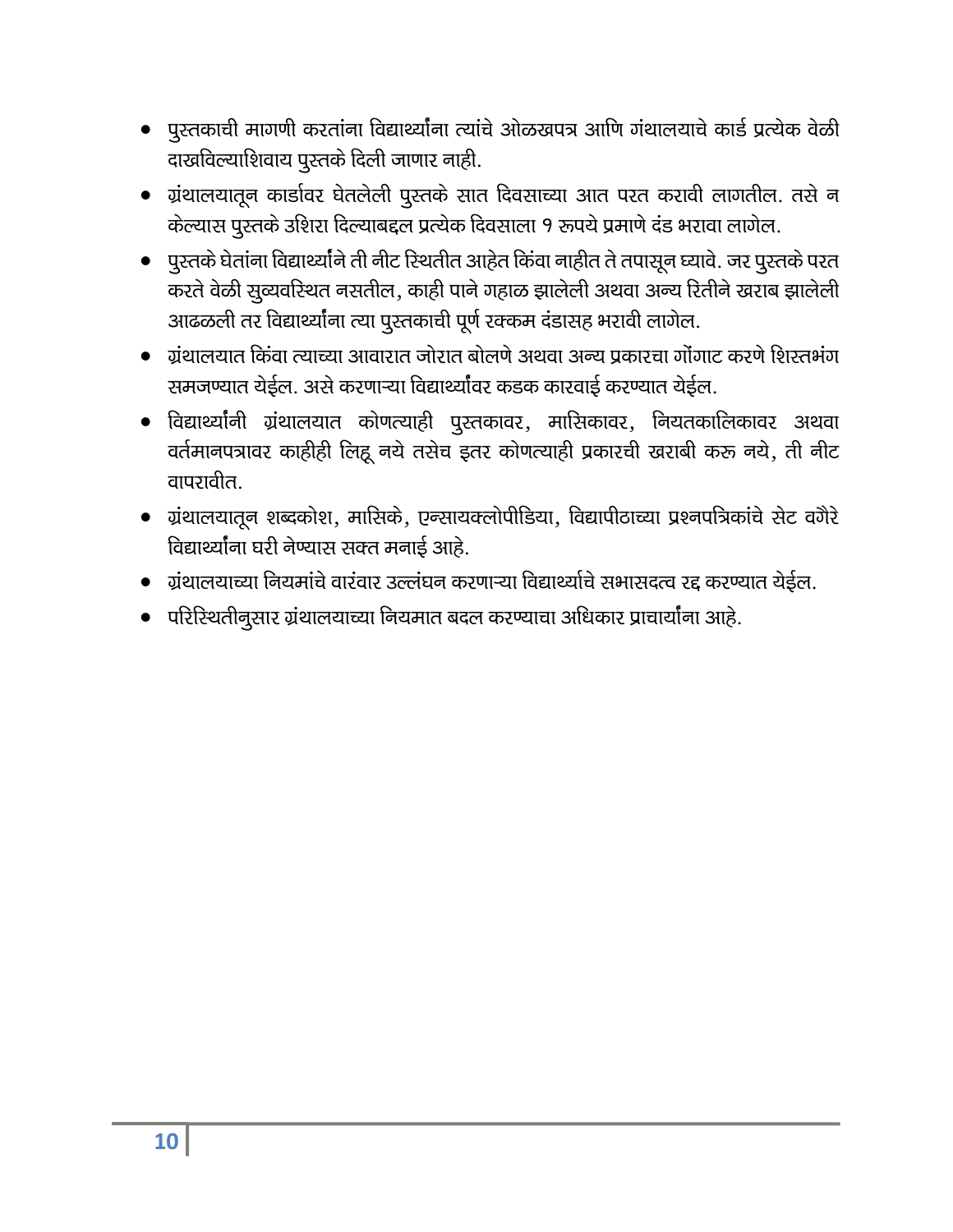- पुस्तकाची मागणी करतांना विद्यार्थ्यांना त्यांचे ओळखपत्र आणि गंथालयाचे कार्ड प्रत्येक वेळी दाखविल्याशिवाय पुस्तके दिली जाणार नाही.
- ग्रंथालयातून कार्डावर घेतलेली पुस्तके सात दिवसाच्या आत परत करावी लागतील. तसे न केल्यास पुस्तके उशिरा दिल्याबद्दल प्रत्येक दिवसाला १ रूपये प्रमाणे दंड भरावा लागेल.
- पुस्तके घेतांना विद्यार्थ्यांने ती नीट स्थितीत आहेत किंवा नाहीत ते तपासून घ्यावे. जर पुस्तके परत करते वेळी सुव्यवस्थित नसतील, काही पाने गहाळ झालेली अथवा अन्य रितीने खराब झालेली आढळली तर विद्यार्थ्यांना त्या पुस्तकाची पूर्ण रक्कम दंडासह भरावी लागेल.
- ग्रंथालयात किंवा त्याच्या आवारात जोरात बोलणे अथवा अन्य प्रकारचा गोंगाट करणे शिस्तभंग समजण्यात येईल. असे करणाऱ्या विद्यार्थ्यांवर कडक कारवाई करण्यात येईल.
- विद्यार्थ्यांनी ग्रंथालयात कोणत्याही पुस्तकावर, मासिकावर, नियतकालिकावर अथवा वर्तमानपत्रावर काहीही लिहू नये तसेच इतर कोणत्याही प्रकारची खराबी करू नये, ती नीट वापरावीत.
- ग्रंथालयातून शब्दकोश, मासिके, एन्सायक्लोपीडिया, विद्यापीठाच्या प्रश्नपत्रिकांचे सेट वगैरे विद्यार्थ्यांना घरी नेण्यास सक्त मनाई आहे.
- ग्रंथालयाच्या नियमांचे वारंवार उल्लंघन करणाऱ्या विद्यार्थ्याचे सभासदत्व रद्द करण्यात येईल.
- परिस्थितीनुसार ग्रंथालयाच्या नियमात बदल करण्याचा अधिकार प्राचार्यांना आहे.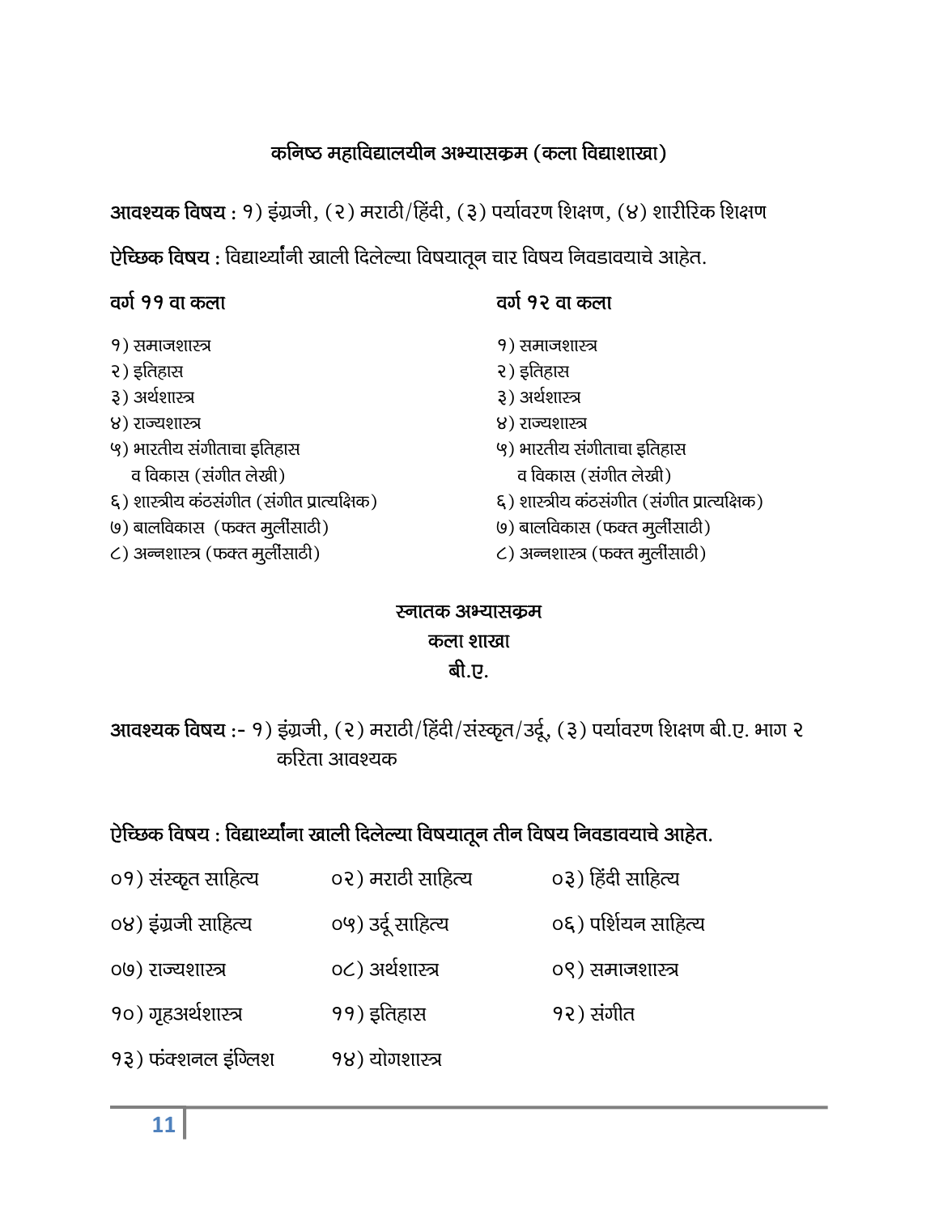## कनिष्ठ महाविद्यालयीन अभ्यासक्रम (कला विद्याशाखा)

**आवश्यक विषय :** १) इंग्रजी, (२) मराठी/हिंदी, (३) पर्यावरण शिक्षण, (४) शारीरिक शिक्षण

**ऐच्छिक विषय :** विद्यार्थ्यांनी खाली दिलेल्या विषयातून चार विषय निवडावयाचे आहेत.

**वर्ग ११ वा कला**

१) समाजशास्त्र
२) इतिहास
३) अर्थशास्त्र
४) राज्यशास्त्र
५) भारतीय संगीताचा इतिहास व विकास (संगीत लेखी)
६) शास्त्रीय कंठसंगीत (संगीत प्रात्यक्षिक)
७) बालविकास (फक्त मुलींसाठी)
८) अन्नशास्त्र (फक्त मुलींसाठी)

**वर्ग १२ वा कला**

१) समाजशास्त्र
२) इतिहास
३) अर्थशास्त्र
४) राज्यशास्त्र
५) भारतीय संगीताचा इतिहास व विकास (संगीत लेखी)
६) शास्त्रीय कंठसंगीत (संगीत प्रात्यक्षिक)
७) बालविकास (फक्त मुलींसाठी)
८) अन्नशास्त्र (फक्त मुलींसाठी)

## स्नातक अभ्यासक्रम
### कला शाखा
### बी.ए.

**आवश्यक विषय :-** १) इंग्रजी, (२) मराठी/हिंदी/संस्कृत/उर्दू, (३) पर्यावरण शिक्षण बी.ए. भाग २ करिता आवश्यक

**ऐच्छिक विषय : विद्यार्थ्यांना खाली दिलेल्या विषयातून तीन विषय निवडावयाचे आहेत.**

| | | |
|---|---|---|
| ०१) संस्कृत साहित्य | ०२) मराठी साहित्य | ०३) हिंदी साहित्य |
| ०४) इंग्रजी साहित्य | ०५) उर्दू साहित्य | ०६) पर्शियन साहित्य |
| ०७) राज्यशास्त्र | ०८) अर्थशास्त्र | ०९) समाजशास्त्र |
| १०) गृहअर्थशास्त्र | ११) इतिहास | १२) संगीत |
| १३) फंक्शनल इंग्लिश | १४) योगशास्त्र | |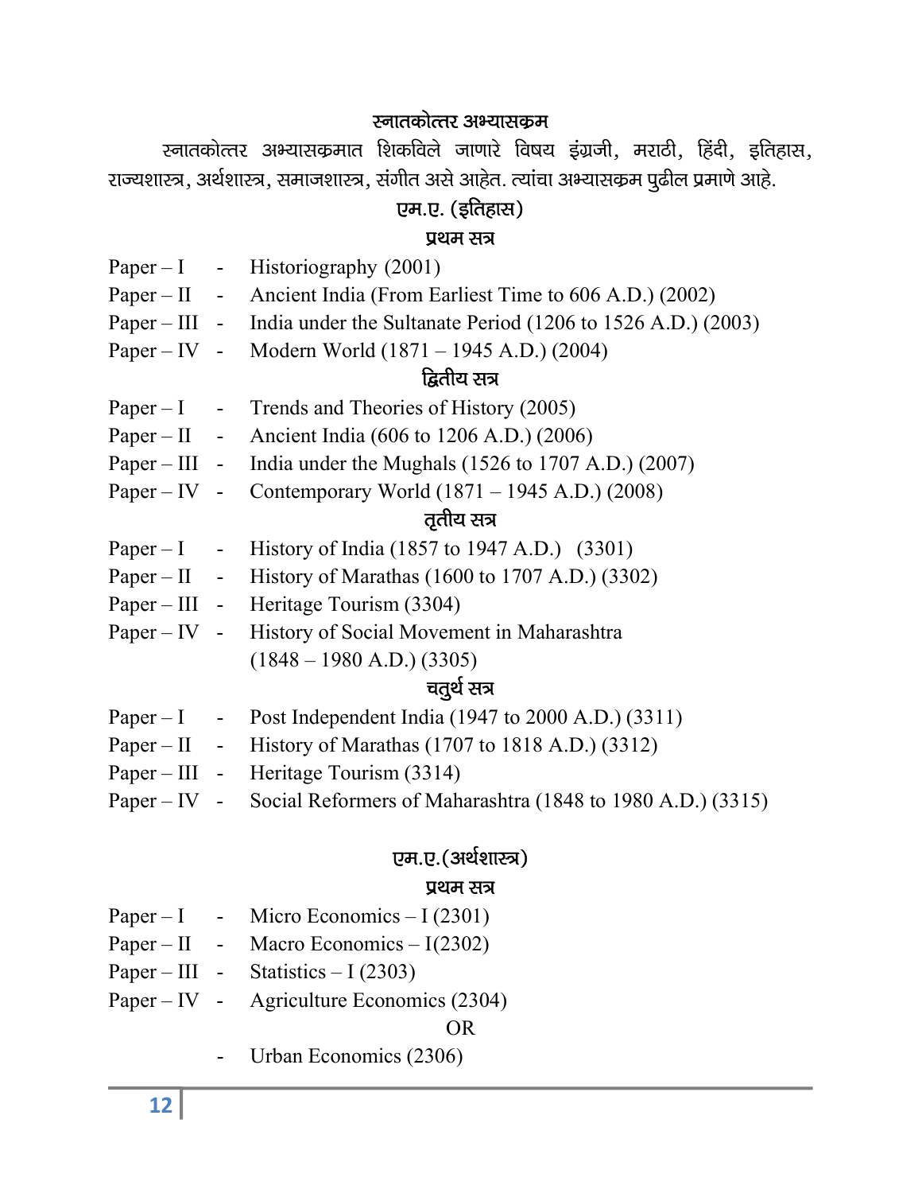## स्नातकोत्तर अभ्यासक्रम

स्नातकोत्तर अभ्यासक्रमात शिकविले जाणारे विषय इंग्रजी, मराठी, हिंदी, इतिहास, राज्यशास्त्र, अर्थशास्त्र, समाजशास्त्र, संगीत असे आहेत. त्यांचा अभ्यासक्रम पुढील प्रमाणे आहे.

### एम.ए. (इतिहास)

#### प्रथम सत्र

Paper – I - Historiography (2001)
Paper – II - Ancient India (From Earliest Time to 606 A.D.) (2002)
Paper – III - India under the Sultanate Period (1206 to 1526 A.D.) (2003)
Paper – IV - Modern World (1871 – 1945 A.D.) (2004)

#### द्वितीय सत्र

Paper – I - Trends and Theories of History (2005)
Paper – II - Ancient India (606 to 1206 A.D.) (2006)
Paper – III - India under the Mughals (1526 to 1707 A.D.) (2007)
Paper – IV - Contemporary World (1871 – 1945 A.D.) (2008)

#### तृतीय सत्र

Paper – I - History of India (1857 to 1947 A.D.) (3301)
Paper – II - History of Marathas (1600 to 1707 A.D.) (3302)
Paper – III - Heritage Tourism (3304)
Paper – IV - History of Social Movement in Maharashtra (1848 – 1980 A.D.) (3305)

#### चतुर्थ सत्र

Paper – I - Post Independent India (1947 to 2000 A.D.) (3311)
Paper – II - History of Marathas (1707 to 1818 A.D.) (3312)
Paper – III - Heritage Tourism (3314)
Paper – IV - Social Reformers of Maharashtra (1848 to 1980 A.D.) (3315)

### एम.ए.(अर्थशास्त्र)

#### प्रथम सत्र

Paper – I - Micro Economics – I (2301)
Paper – II - Macro Economics – I(2302)
Paper – III - Statistics – I (2303)
Paper – IV - Agriculture Economics (2304)

OR

- Urban Economics (2306)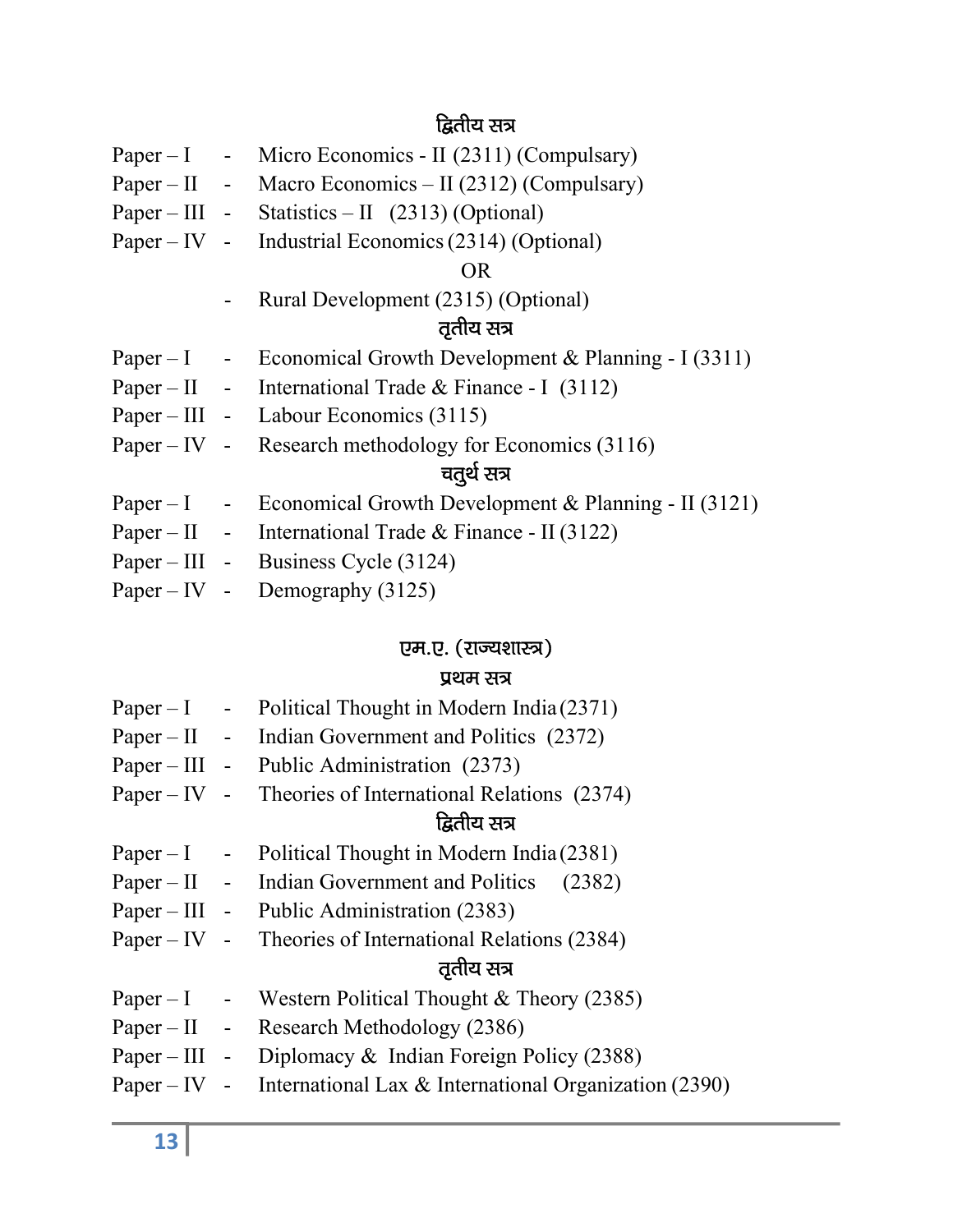### द्वितीय सत्र

Paper – I - Micro Economics - II (2311) (Compulsary)
Paper – II - Macro Economics – II (2312) (Compulsary)
Paper – III - Statistics – II (2313) (Optional)
Paper – IV - Industrial Economics (2314) (Optional)

OR

- Rural Development (2315) (Optional)

### तृतीय सत्र

Paper – I - Economical Growth Development & Planning - I (3311)
Paper – II - International Trade & Finance - I (3112)
Paper – III - Labour Economics (3115)
Paper – IV - Research methodology for Economics (3116)

### चतुर्थ सत्र

Paper – I - Economical Growth Development & Planning - II (3121)
Paper – II - International Trade & Finance - II (3122)
Paper – III - Business Cycle (3124)
Paper – IV - Demography (3125)

## एम.ए. (राज्यशास्त्र)

### प्रथम सत्र

Paper – I - Political Thought in Modern India (2371)
Paper – II - Indian Government and Politics (2372)
Paper – III - Public Administration (2373)
Paper – IV - Theories of International Relations (2374)

### द्वितीय सत्र

Paper – I - Political Thought in Modern India (2381)
Paper – II - Indian Government and Politics (2382)
Paper – III - Public Administration (2383)
Paper – IV - Theories of International Relations (2384)

### तृतीय सत्र

Paper – I - Western Political Thought & Theory (2385)
Paper – II - Research Methodology (2386)
Paper – III - Diplomacy & Indian Foreign Policy (2388)
Paper – IV - International Lax & International Organization (2390)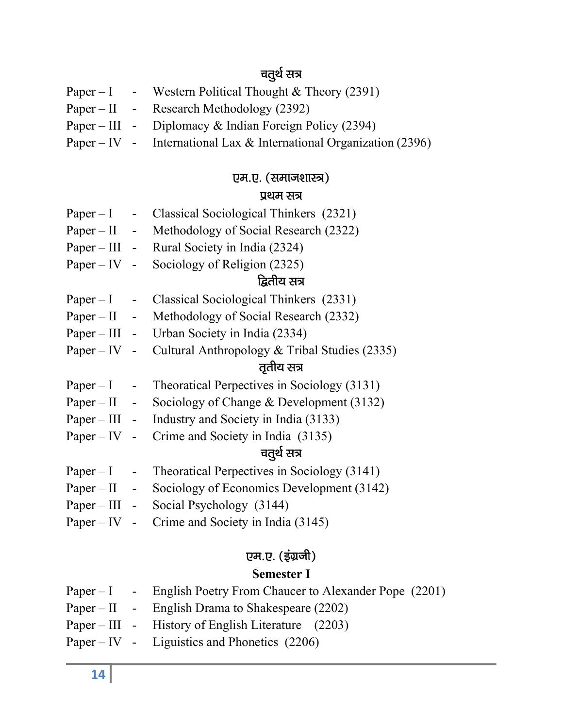### चतुर्थ सत्र

Paper – I - Western Political Thought & Theory (2391)
Paper – II - Research Methodology (2392)
Paper – III - Diplomacy & Indian Foreign Policy (2394)
Paper – IV - International Lax & International Organization (2396)

## एम.ए. (समाजशास्त्र)

### प्रथम सत्र

Paper – I - Classical Sociological Thinkers (2321)
Paper – II - Methodology of Social Research (2322)
Paper – III - Rural Society in India (2324)
Paper – IV - Sociology of Religion (2325)

### द्वितीय सत्र

Paper – I - Classical Sociological Thinkers (2331)
Paper – II - Methodology of Social Research (2332)
Paper – III - Urban Society in India (2334)
Paper – IV - Cultural Anthropology & Tribal Studies (2335)

### तृतीय सत्र

Paper – I - Theoratical Perpectives in Sociology (3131)
Paper – II - Sociology of Change & Development (3132)
Paper – III - Industry and Society in India (3133)
Paper – IV - Crime and Society in India (3135)

### चतुर्थ सत्र

Paper – I - Theoratical Perpectives in Sociology (3141)
Paper – II - Sociology of Economics Development (3142)
Paper – III - Social Psychology (3144)
Paper – IV - Crime and Society in India (3145)

## एम.ए. (इंग्रजी)

### Semester I

Paper – I - English Poetry From Chaucer to Alexander Pope (2201)
Paper – II - English Drama to Shakespeare (2202)
Paper – III - History of English Literature (2203)
Paper – IV - Liguistics and Phonetics (2206)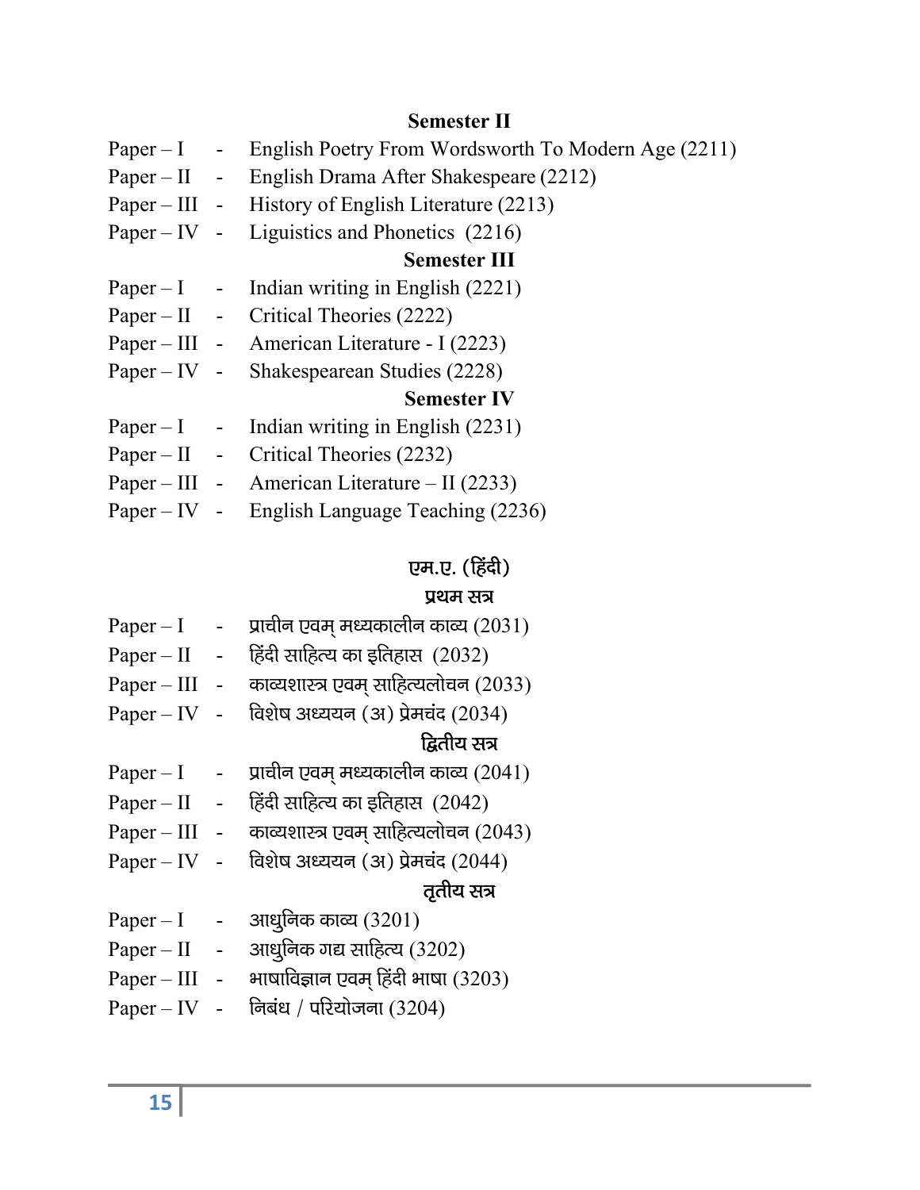### Semester II

Paper – I - English Poetry From Wordsworth To Modern Age (2211)
Paper – II - English Drama After Shakespeare (2212)
Paper – III - History of English Literature (2213)
Paper – IV - Liguistics and Phonetics (2216)

### Semester III

Paper – I - Indian writing in English (2221)
Paper – II - Critical Theories (2222)
Paper – III - American Literature - I (2223)
Paper – IV - Shakespearean Studies (2228)

### Semester IV

Paper – I - Indian writing in English (2231)
Paper – II - Critical Theories (2232)
Paper – III - American Literature – II (2233)
Paper – IV - English Language Teaching (2236)

## एम.ए. (हिंदी)

### प्रथम सत्र

Paper – I - प्राचीन एवम् मध्यकालीन काव्य (2031)
Paper – II - हिंदी साहित्य का इतिहास (2032)
Paper – III - काव्यशास्त्र एवम् साहित्यलोचन (2033)
Paper – IV - विशेष अध्ययन (अ) प्रेमचंद (2034)

### द्वितीय सत्र

Paper – I - प्राचीन एवम् मध्यकालीन काव्य (2041)
Paper – II - हिंदी साहित्य का इतिहास (2042)
Paper – III - काव्यशास्त्र एवम् साहित्यलोचन (2043)
Paper – IV - विशेष अध्ययन (अ) प्रेमचंद (2044)

### तृतीय सत्र

Paper – I - आधुनिक काव्य (3201)
Paper – II - आधुनिक गद्य साहित्य (3202)
Paper – III - भाषाविज्ञान एवम् हिंदी भाषा (3203)
Paper – IV - निबंध / परियोजना (3204)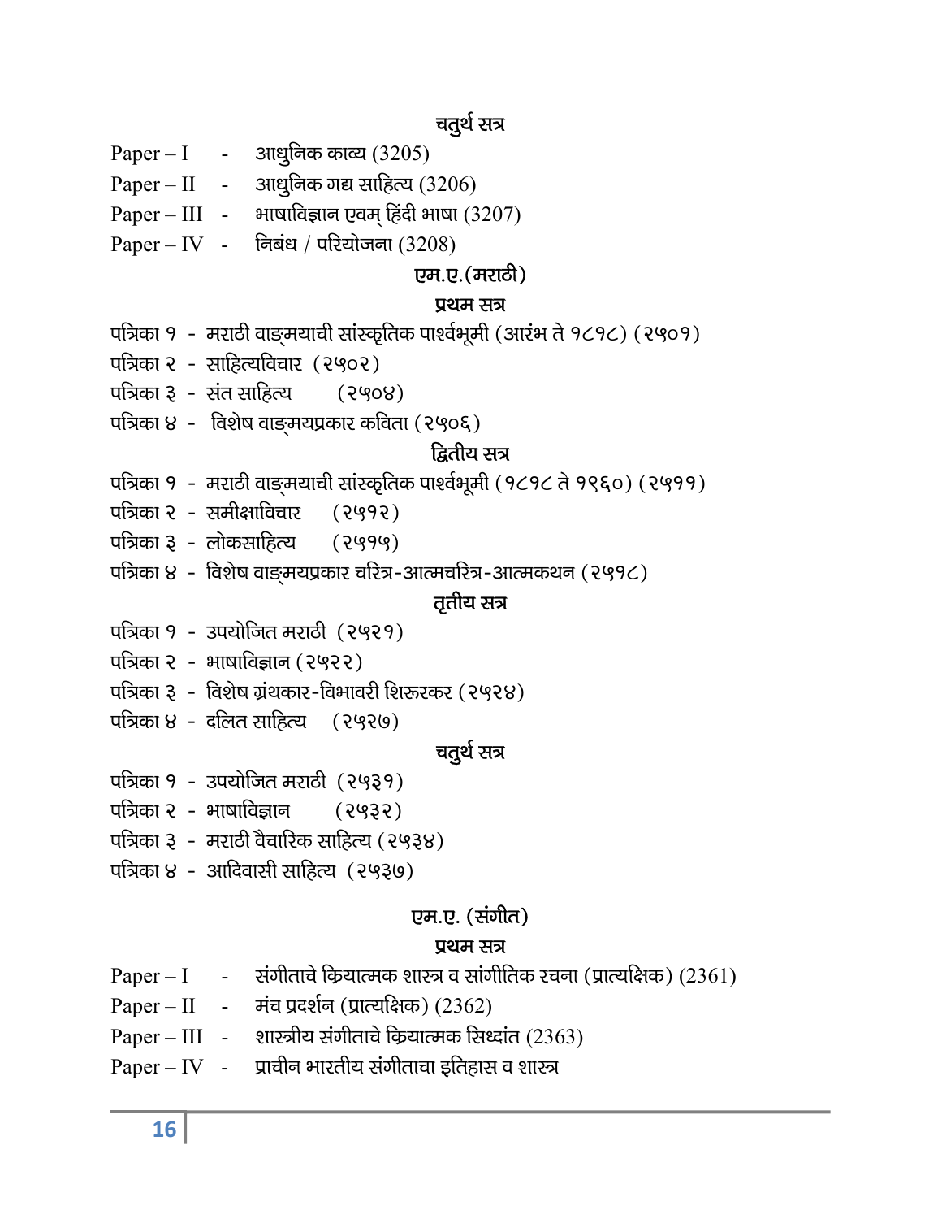### चतुर्थ सत्र

Paper – I - आधुनिक काव्य (3205)

Paper – II - आधुनिक गद्य साहित्य (3206)

Paper – III - भाषाविज्ञान एवम् हिंदी भाषा (3207)

Paper – IV - निबंध / परियोजना (3208)

## एम.ए.(मराठी)

### प्रथम सत्र

पत्रिका १ - मराठी वाङ्मयाची सांस्कृतिक पार्श्वभूमी (आरंभ ते १८१८) (२५०१)

पत्रिका २ - साहित्यविचार (२५०२)

पत्रिका ३ - संत साहित्य (२५०४)

पत्रिका ४ - विशेष वाङ्मयप्रकार कविता (२५०६)

### द्वितीय सत्र

पत्रिका १ - मराठी वाङ्मयाची सांस्कृतिक पार्श्वभूमी (१८१८ ते १९६०) (२५११)

पत्रिका २ - समीक्षाविचार (२५१२)

पत्रिका ३ - लोकसाहित्य (२५१५)

पत्रिका ४ - विशेष वाङ्मयप्रकार चरित्र-आत्मचरित्र-आत्मकथन (२५१८)

### तृतीय सत्र

पत्रिका १ - उपयोजित मराठी (२५२१)

पत्रिका २ - भाषाविज्ञान (२५२२)

पत्रिका ३ - विशेष ग्रंथकार-विभावरी शिरूरकर (२५२४)

पत्रिका ४ - दलित साहित्य (२५२७)

### चतुर्थ सत्र

पत्रिका १ - उपयोजित मराठी (२५३१)

पत्रिका २ - भाषाविज्ञान (२५३२)

पत्रिका ३ - मराठी वैचारिक साहित्य (२५३४)

पत्रिका ४ - आदिवासी साहित्य (२५३७)

## एम.ए. (संगीत)

### प्रथम सत्र

Paper – I - संगीताचे क्रियात्मक शास्त्र व सांगीतिक रचना (प्रात्यक्षिक) (2361)

Paper – II - मंच प्रदर्शन (प्रात्यक्षिक) (2362)

Paper – III - शास्त्रीय संगीताचे क्रियात्मक सिध्दांत (2363)

Paper – IV - प्राचीन भारतीय संगीताचा इतिहास व शास्त्र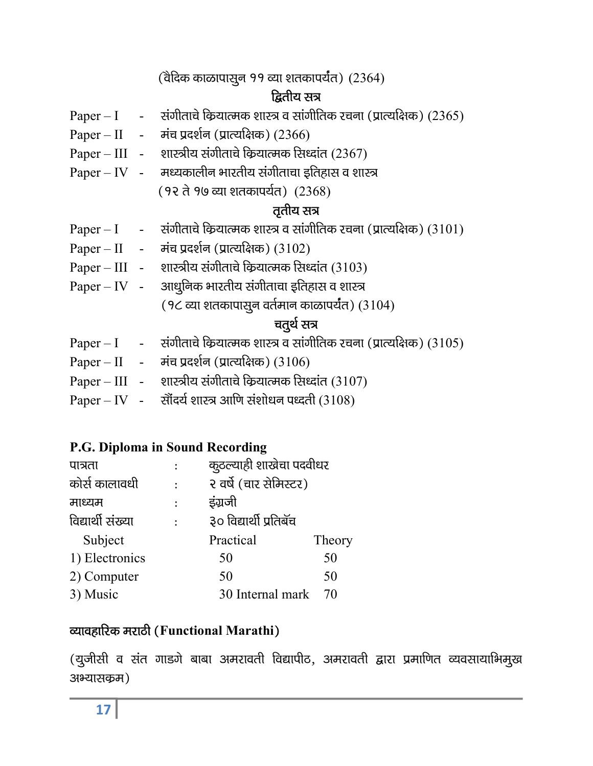(वैदिक काळापासुन ११ व्या शतकापर्यंत) (2364)

### द्वितीय सत्र

Paper – I - संगीताचे क्रियात्मक शास्त्र व सांगीतिक रचना (प्रात्यक्षिक) (2365)

Paper – II - मंच प्रदर्शन (प्रात्यक्षिक) (2366)

Paper – III - शास्त्रीय संगीताचे क्रियात्मक सिध्दांत (2367)

Paper – IV - मध्यकालीन भारतीय संगीताचा इतिहास व शास्त्र (१२ ते १७ व्या शतकापर्यत) (2368)

### तृतीय सत्र

Paper – I - संगीताचे क्रियात्मक शास्त्र व सांगीतिक रचना (प्रात्यक्षिक) (3101)

Paper – II - मंच प्रदर्शन (प्रात्यक्षिक) (3102)

Paper – III - शास्त्रीय संगीताचे क्रियात्मक सिध्दांत (3103)

Paper – IV - आधुनिक भारतीय संगीताचा इतिहास व शास्त्र (१८ व्या शतकापासुन वर्तमान काळापर्यंत) (3104)

### चतुर्थ सत्र

Paper – I - संगीताचे क्रियात्मक शास्त्र व सांगीतिक रचना (प्रात्यक्षिक) (3105)

Paper – II - मंच प्रदर्शन (प्रात्यक्षिक) (3106)

Paper – III - शास्त्रीय संगीताचे क्रियात्मक सिध्दांत (3107)

Paper – IV - सौंदर्य शास्त्र आणि संशोधन पध्दती (3108)

## P.G. Diploma in Sound Recording

पात्रता : कुठल्याही शाखेचा पदवीधर

कोर्स कालावधी : २ वर्षे (चार सेमिस्टर)

माध्यम : इंग्रजी

विद्यार्थी संख्या : ३० विद्यार्थी प्रतिबॅच

| Subject | Practical | Theory |
|---|---|---|
| 1) Electronics | 50 | 50 |
| 2) Computer | 50 | 50 |
| 3) Music | 30 Internal mark | 70 |

## व्यावहारिक मराठी (Functional Marathi)

(युजीसी व संत गाडगे बाबा अमरावती विद्यापीठ, अमरावती द्वारा प्रमाणित व्यवसायाभिमुख अभ्यासक्रम)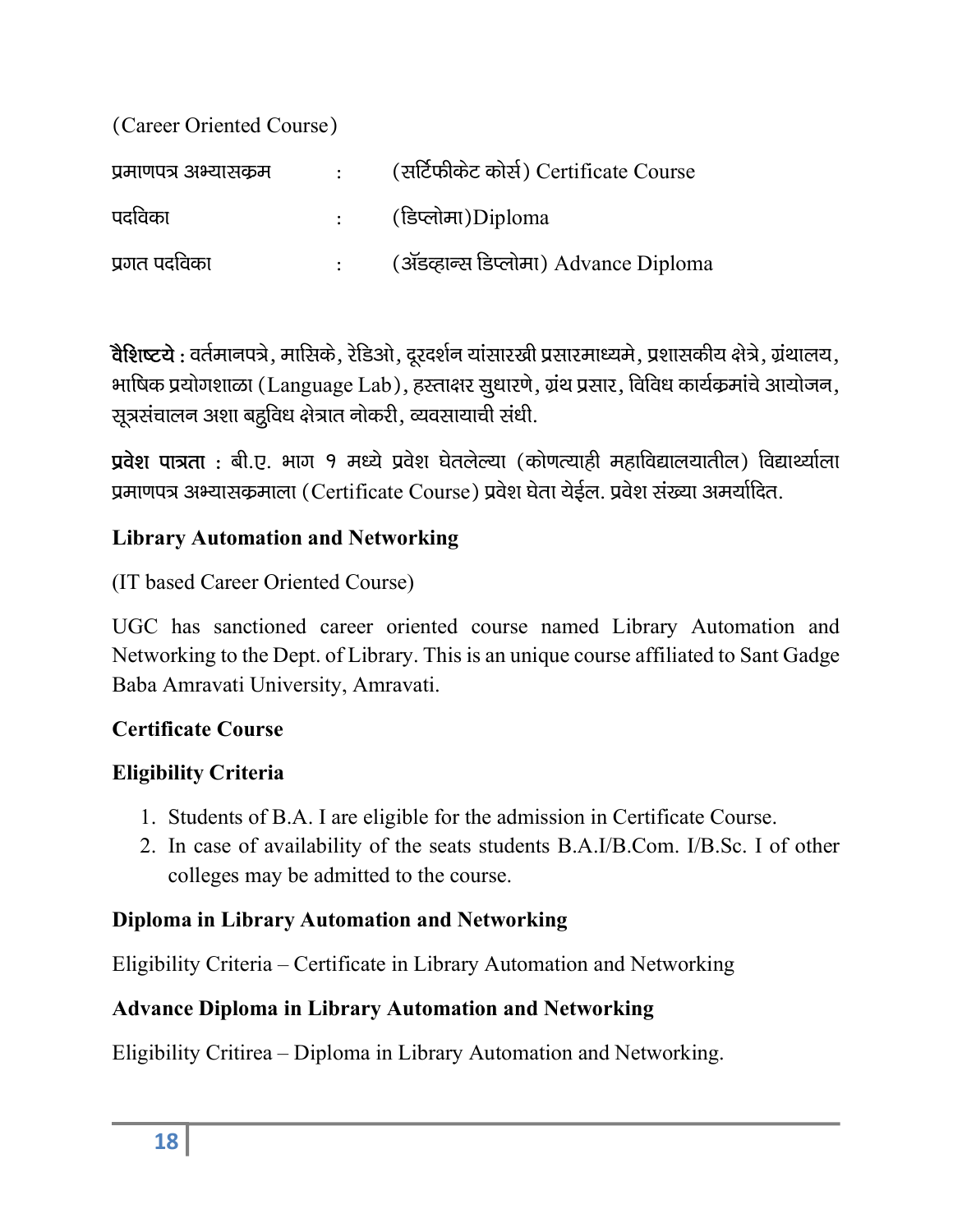(Career Oriented Course)

| | | |
|---|---|---|
| प्रमाणपत्र अभ्यासक्रम | : | (सर्टिफीकेट कोर्स) Certificate Course |
| पदविका | : | (डिप्लोमा)Diploma |
| प्रगत पदविका | : | (ॲडव्हान्स डिप्लोमा) Advance Diploma |

**वैशिष्टये :** वर्तमानपत्रे, मासिके, रेडिओ, दूरदर्शन यांसारखी प्रसारमाध्यमे, प्रशासकीय क्षेत्रे, ग्रंथालय, भाषिक प्रयोगशाळा (Language Lab), हस्ताक्षर सुधारणे, ग्रंथ प्रसार, विविध कार्यक्रमांचे आयोजन, सूत्रसंचालन अशा बहुविध क्षेत्रात नोकरी, व्यवसायाची संधी.

**प्रवेश पात्रता :** बी.ए. भाग १ मध्ये प्रवेश घेतलेल्या (कोणत्याही महाविद्यालयातील) विद्यार्थ्याला प्रमाणपत्र अभ्यासक्रमाला (Certificate Course) प्रवेश घेता येईल. प्रवेश संख्या अमर्यादित.

### Library Automation and Networking

(IT based Career Oriented Course)

UGC has sanctioned career oriented course named Library Automation and Networking to the Dept. of Library. This is an unique course affiliated to Sant Gadge Baba Amravati University, Amravati.

### Certificate Course

### Eligibility Criteria

1. Students of B.A. I are eligible for the admission in Certificate Course.
2. In case of availability of the seats students B.A.I/B.Com. I/B.Sc. I of other colleges may be admitted to the course.

### Diploma in Library Automation and Networking

Eligibility Criteria – Certificate in Library Automation and Networking

### Advance Diploma in Library Automation and Networking

Eligibility Critirea – Diploma in Library Automation and Networking.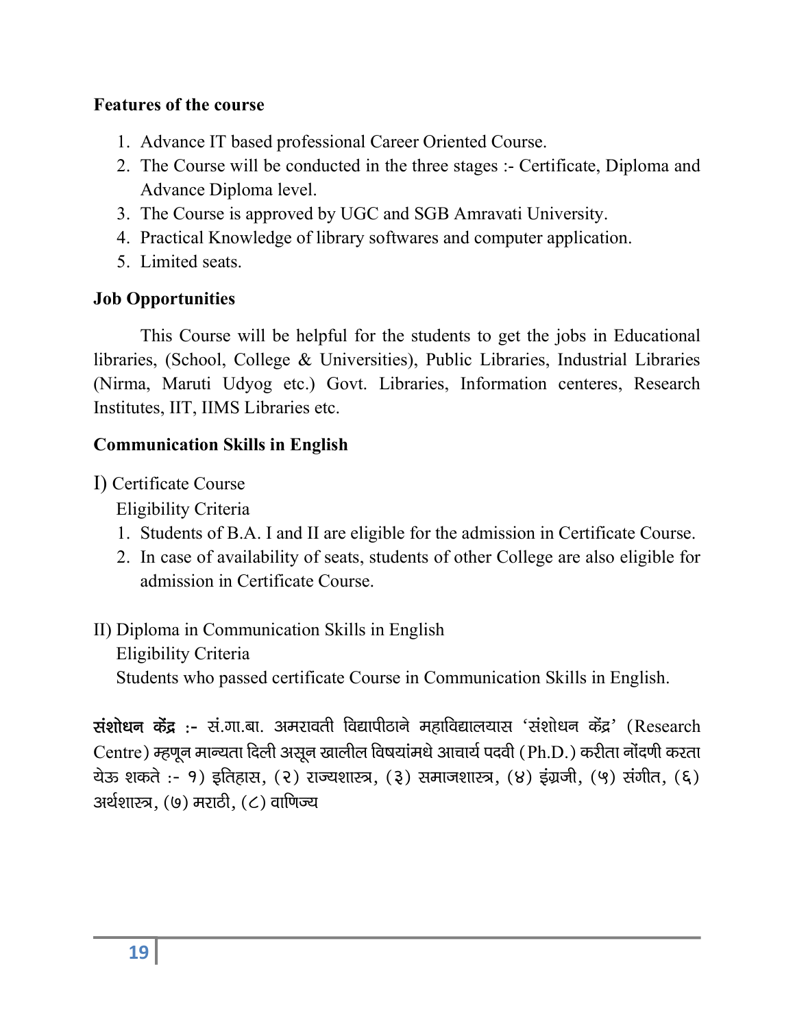**Features of the course**

1. Advance IT based professional Career Oriented Course.
2. The Course will be conducted in the three stages :- Certificate, Diploma and Advance Diploma level.
3. The Course is approved by UGC and SGB Amravati University.
4. Practical Knowledge of library softwares and computer application.
5. Limited seats.

**Job Opportunities**

This Course will be helpful for the students to get the jobs in Educational libraries, (School, College & Universities), Public Libraries, Industrial Libraries (Nirma, Maruti Udyog etc.) Govt. Libraries, Information centeres, Research Institutes, IIT, IIMS Libraries etc.

**Communication Skills in English**

I) Certificate Course

Eligibility Criteria

1. Students of B.A. I and II are eligible for the admission in Certificate Course.
2. In case of availability of seats, students of other College are also eligible for admission in Certificate Course.

II) Diploma in Communication Skills in English

Eligibility Criteria

Students who passed certificate Course in Communication Skills in English.

**संशोधन केंद्र :-** सं.गा.बा. अमरावती विद्यापीठाने महाविद्यालयास 'संशोधन केंद्र' (Research Centre) म्हणून मान्यता दिली असून खालील विषयांमधे आचार्य पदवी (Ph.D.) करीता नोंदणी करता येऊ शकते :- १) इतिहास, (२) राज्यशास्त्र, (३) समाजशास्त्र, (४) इंग्रजी, (५) संगीत, (६) अर्थशास्त्र, (७) मराठी, (८) वाणिज्य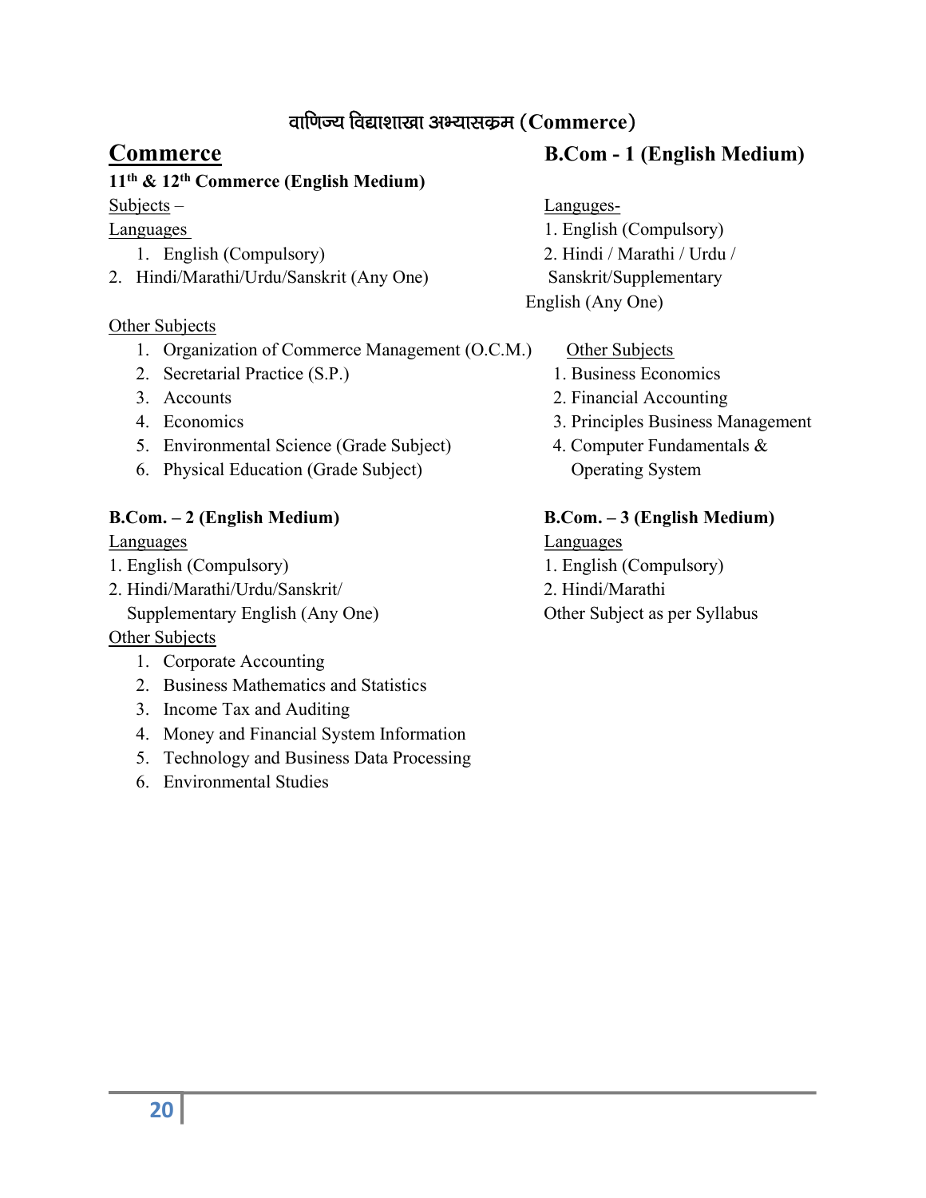# वाणिज्य विद्याशाखा अभ्यासक्रम (Commerce)

## Commerce

### 11th & 12th Commerce (English Medium)

Subjects –

Languages

1. English (Compulsory)
2. Hindi/Marathi/Urdu/Sanskrit (Any One)

Other Subjects

1. Organization of Commerce Management (O.C.M.)
2. Secretarial Practice (S.P.)
3. Accounts
4. Economics
5. Environmental Science (Grade Subject)
6. Physical Education (Grade Subject)

### B.Com - 1 (English Medium)

Languges-

1. English (Compulsory)
2. Hindi / Marathi / Urdu / Sanskrit/Supplementary English (Any One)

Other Subjects

1. Business Economics
2. Financial Accounting
3. Principles Business Management
4. Computer Fundamentals & Operating System

### B.Com. – 2 (English Medium)

Languages

1. English (Compulsory)
2. Hindi/Marathi/Urdu/Sanskrit/ Supplementary English (Any One)

Other Subjects

1. Corporate Accounting
2. Business Mathematics and Statistics
3. Income Tax and Auditing
4. Money and Financial System Information
5. Technology and Business Data Processing
6. Environmental Studies

### B.Com. – 3 (English Medium)

Languages

1. English (Compulsory)
2. Hindi/Marathi

Other Subject as per Syllabus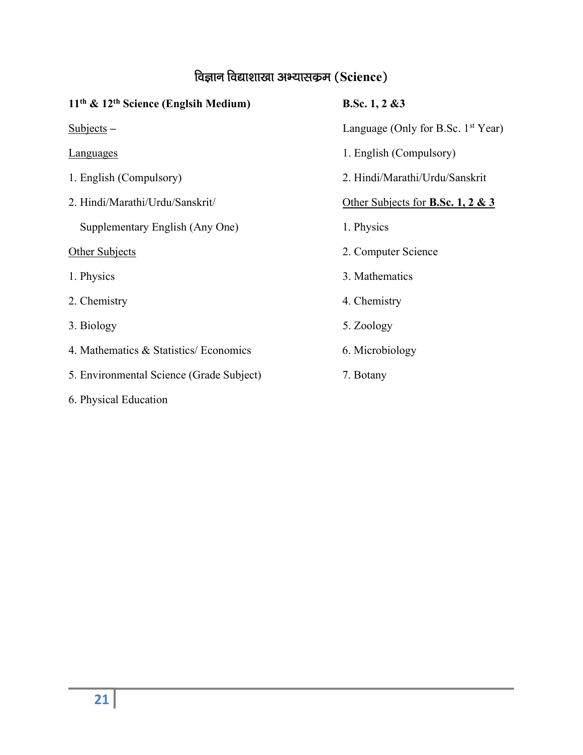# विज्ञान विद्याशाखा अभ्यासक्रम (Science)

**11th & 12th Science (Englsih Medium)**

Subjects –

Languages

1. English (Compulsory)
2. Hindi/Marathi/Urdu/Sanskrit/
   Supplementary English (Any One)

Other Subjects

1. Physics
2. Chemistry
3. Biology
4. Mathematics & Statistics/ Economics
5. Environmental Science (Grade Subject)
6. Physical Education

**B.Sc. 1, 2 &3**

Language (Only for B.Sc. 1st Year)

1. English (Compulsory)
2. Hindi/Marathi/Urdu/Sanskrit

Other Subjects for **B.Sc. 1, 2 & 3**

1. Physics
2. Computer Science
3. Mathematics
4. Chemistry
5. Zoology
6. Microbiology
7. Botany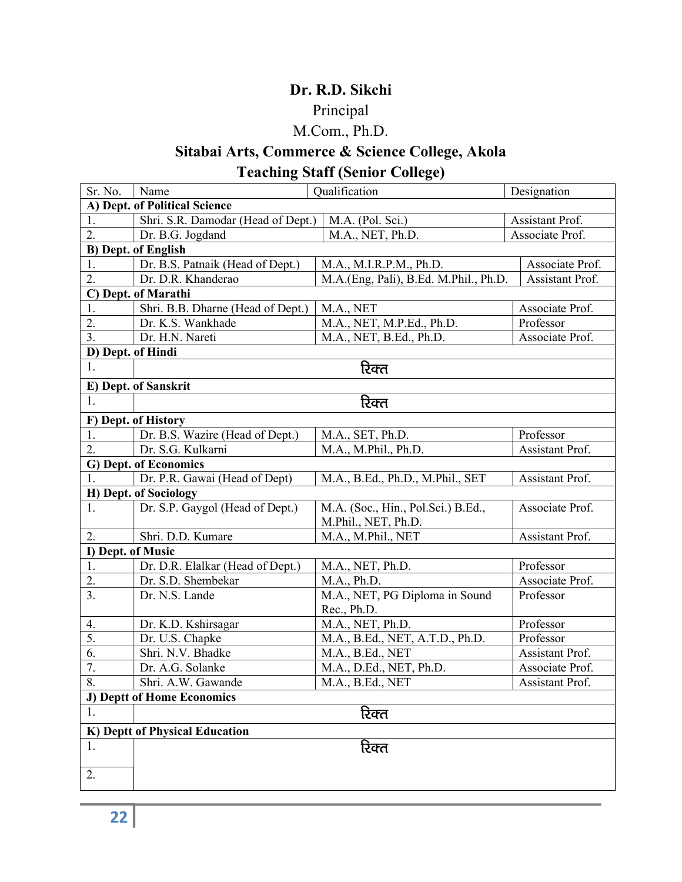**Dr. R.D. Sikchi**

Principal

M.Com., Ph.D.

## Sitabai Arts, Commerce & Science College, Akola

## Teaching Staff (Senior College)

| Sr. No. | Name | Qualification | Designation |
|---|---|---|---|
| **A) Dept. of Political Science** | | | |
| 1. | Shri. S.R. Damodar (Head of Dept.) | M.A. (Pol. Sci.) | Assistant Prof. |
| 2. | Dr. B.G. Jogdand | M.A., NET, Ph.D. | Associate Prof. |
| **B) Dept. of English** | | | |
| 1. | Dr. B.S. Patnaik (Head of Dept.) | M.A., M.I.R.P.M., Ph.D. | Associate Prof. |
| 2. | Dr. D.R. Khanderao | M.A.(Eng, Pali), B.Ed. M.Phil., Ph.D. | Assistant Prof. |
| **C) Dept. of Marathi** | | | |
| 1. | Shri. B.B. Dharne (Head of Dept.) | M.A., NET | Associate Prof. |
| 2. | Dr. K.S. Wankhade | M.A., NET, M.P.Ed., Ph.D. | Professor |
| 3. | Dr. H.N. Nareti | M.A., NET, B.Ed., Ph.D. | Associate Prof. |
| **D) Dept. of Hindi** | | | |
| 1. | रिक्त | | |
| **E) Dept. of Sanskrit** | | | |
| 1. | रिक्त | | |
| **F) Dept. of History** | | | |
| 1. | Dr. B.S. Wazire (Head of Dept.) | M.A., SET, Ph.D. | Professor |
| 2. | Dr. S.G. Kulkarni | M.A., M.Phil., Ph.D. | Assistant Prof. |
| **G) Dept. of Economics** | | | |
| 1. | Dr. P.R. Gawai (Head of Dept) | M.A., B.Ed., Ph.D., M.Phil., SET | Assistant Prof. |
| **H) Dept. of Sociology** | | | |
| 1. | Dr. S.P. Gaygol (Head of Dept.) | M.A. (Soc., Hin., Pol.Sci.) B.Ed., M.Phil., NET, Ph.D. | Associate Prof. |
| 2. | Shri. D.D. Kumare | M.A., M.Phil., NET | Assistant Prof. |
| **I) Dept. of Music** | | | |
| 1. | Dr. D.R. Elalkar (Head of Dept.) | M.A., NET, Ph.D. | Professor |
| 2. | Dr. S.D. Shembekar | M.A., Ph.D. | Associate Prof. |
| 3. | Dr. N.S. Lande | M.A., NET, PG Diploma in Sound Rec., Ph.D. | Professor |
| 4. | Dr. K.D. Kshirsagar | M.A., NET, Ph.D. | Professor |
| 5. | Dr. U.S. Chapke | M.A., B.Ed., NET, A.T.D., Ph.D. | Professor |
| 6. | Shri. N.V. Bhadke | M.A., B.Ed., NET | Assistant Prof. |
| 7. | Dr. A.G. Solanke | M.A., D.Ed., NET, Ph.D. | Associate Prof. |
| 8. | Shri. A.W. Gawande | M.A., B.Ed., NET | Assistant Prof. |
| **J) Deptt of Home Economics** | | | |
| 1. | रिक्त | | |
| **K) Deptt of Physical Education** | | | |
| 1. | रिक्त | | |
| 2. | | | |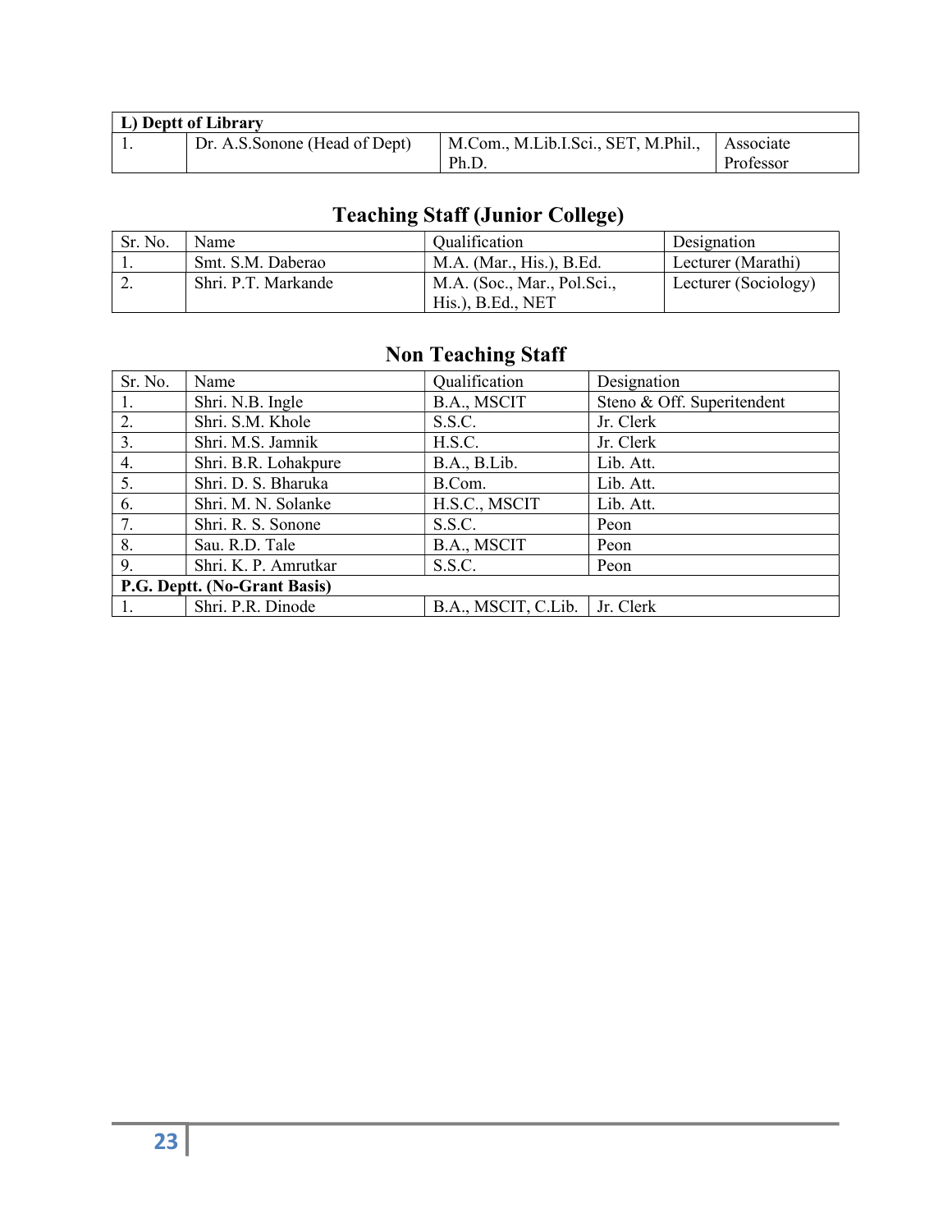| L) Deptt of Library | | | |
|---|---|---|---|
| 1. | Dr. A.S.Sonone (Head of Dept) | M.Com., M.Lib.I.Sci., SET, M.Phil., Ph.D. | Associate Professor |

## Teaching Staff (Junior College)

| Sr. No. | Name | Qualification | Designation |
|---|---|---|---|
| 1. | Smt. S.M. Daberao | M.A. (Mar., His.), B.Ed. | Lecturer (Marathi) |
| 2. | Shri. P.T. Markande | M.A. (Soc., Mar., Pol.Sci., His.), B.Ed., NET | Lecturer (Sociology) |

## Non Teaching Staff

| Sr. No. | Name | Qualification | Designation |
|---|---|---|---|
| 1. | Shri. N.B. Ingle | B.A., MSCIT | Steno & Off. Superitendent |
| 2. | Shri. S.M. Khole | S.S.C. | Jr. Clerk |
| 3. | Shri. M.S. Jamnik | H.S.C. | Jr. Clerk |
| 4. | Shri. B.R. Lohakpure | B.A., B.Lib. | Lib. Att. |
| 5. | Shri. D. S. Bharuka | B.Com. | Lib. Att. |
| 6. | Shri. M. N. Solanke | H.S.C., MSCIT | Lib. Att. |
| 7. | Shri. R. S. Sonone | S.S.C. | Peon |
| 8. | Sau. R.D. Tale | B.A., MSCIT | Peon |
| 9. | Shri. K. P. Amrutkar | S.S.C. | Peon |
| **P.G. Deptt. (No-Grant Basis)** | | | |
| 1. | Shri. P.R. Dinode | B.A., MSCIT, C.Lib. | Jr. Clerk |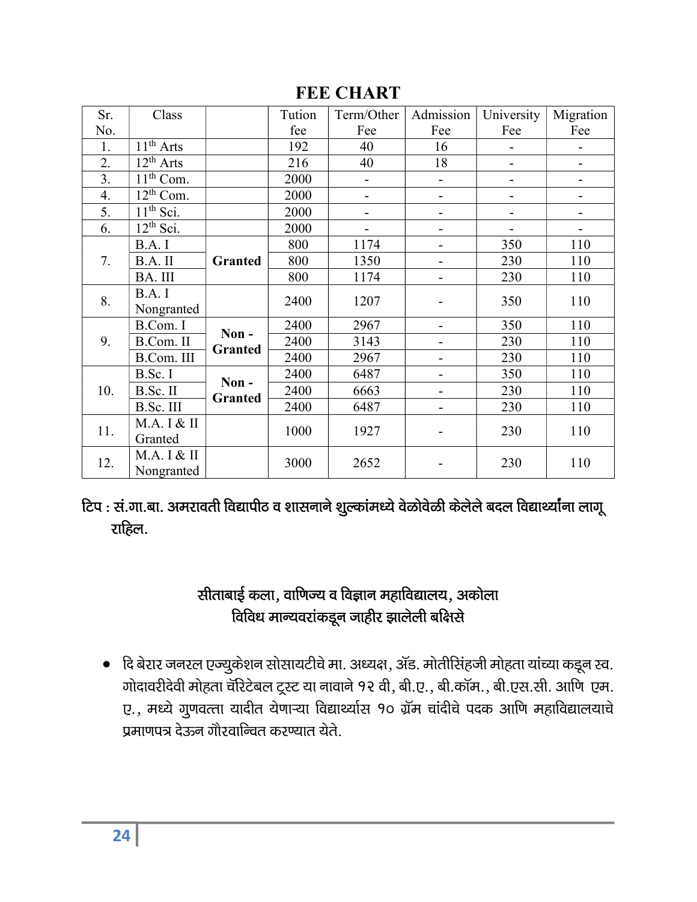# FEE CHART

| Sr. No. | Class | | Tution fee | Term/Other Fee | Admission Fee | University Fee | Migration Fee |
|---|---|---|---|---|---|---|---|
| 1. | 11th Arts | | 192 | 40 | 16 | - | - |
| 2. | 12th Arts | | 216 | 40 | 18 | - | - |
| 3. | 11th Com. | | 2000 | - | - | - | - |
| 4. | 12th Com. | | 2000 | - | - | - | - |
| 5. | 11th Sci. | | 2000 | - | - | - | - |
| 6. | 12th Sci. | | 2000 | - | - | - | - |
| 7. | B.A. I | **Granted** | 800 | 1174 | - | 350 | 110 |
| | B.A. II | | 800 | 1350 | - | 230 | 110 |
| | BA. III | | 800 | 1174 | - | 230 | 110 |
| 8. | B.A. I Nongranted | | 2400 | 1207 | - | 350 | 110 |
| 9. | B.Com. I | **Non - Granted** | 2400 | 2967 | - | 350 | 110 |
| | B.Com. II | | 2400 | 3143 | - | 230 | 110 |
| | B.Com. III | | 2400 | 2967 | - | 230 | 110 |
| 10. | B.Sc. I | **Non - Granted** | 2400 | 6487 | - | 350 | 110 |
| | B.Sc. II | | 2400 | 6663 | - | 230 | 110 |
| | B.Sc. III | | 2400 | 6487 | - | 230 | 110 |
| 11. | M.A. I & II Granted | | 1000 | 1927 | - | 230 | 110 |
| 12. | M.A. I & II Nongranted | | 3000 | 2652 | - | 230 | 110 |

**टिप : सं.गा.बा. अमरावती विद्यापीठ व शासनाने शुल्कांमध्ये वेळोवेळी केलेले बदल विद्यार्थ्यांना लागू राहिल.**

## सीताबाई कला, वाणिज्य व विज्ञान महाविद्यालय, अकोला
## विविध मान्यवरांकडून जाहीर झालेली बक्षिसे

- दि बेरार जनरल एज्युकेशन सोसायटीचे मा. अध्यक्ष, ॲड. मोतीसिंहजी मोहता यांच्या कडून स्व. गोदावरीदेवी मोहता चॅरिटेबल ट्रस्ट या नावाने १२ वी, बी.ए., बी.कॉम., बी.एस.सी. आणि एम. ए., मध्ये गुणवत्ता यादीत येणाऱ्या विद्यार्थ्यास १० ग्रॅम चांदीचे पदक आणि महाविद्यालयाचे प्रमाणपत्र देऊन गौरवान्वित करण्यात येते.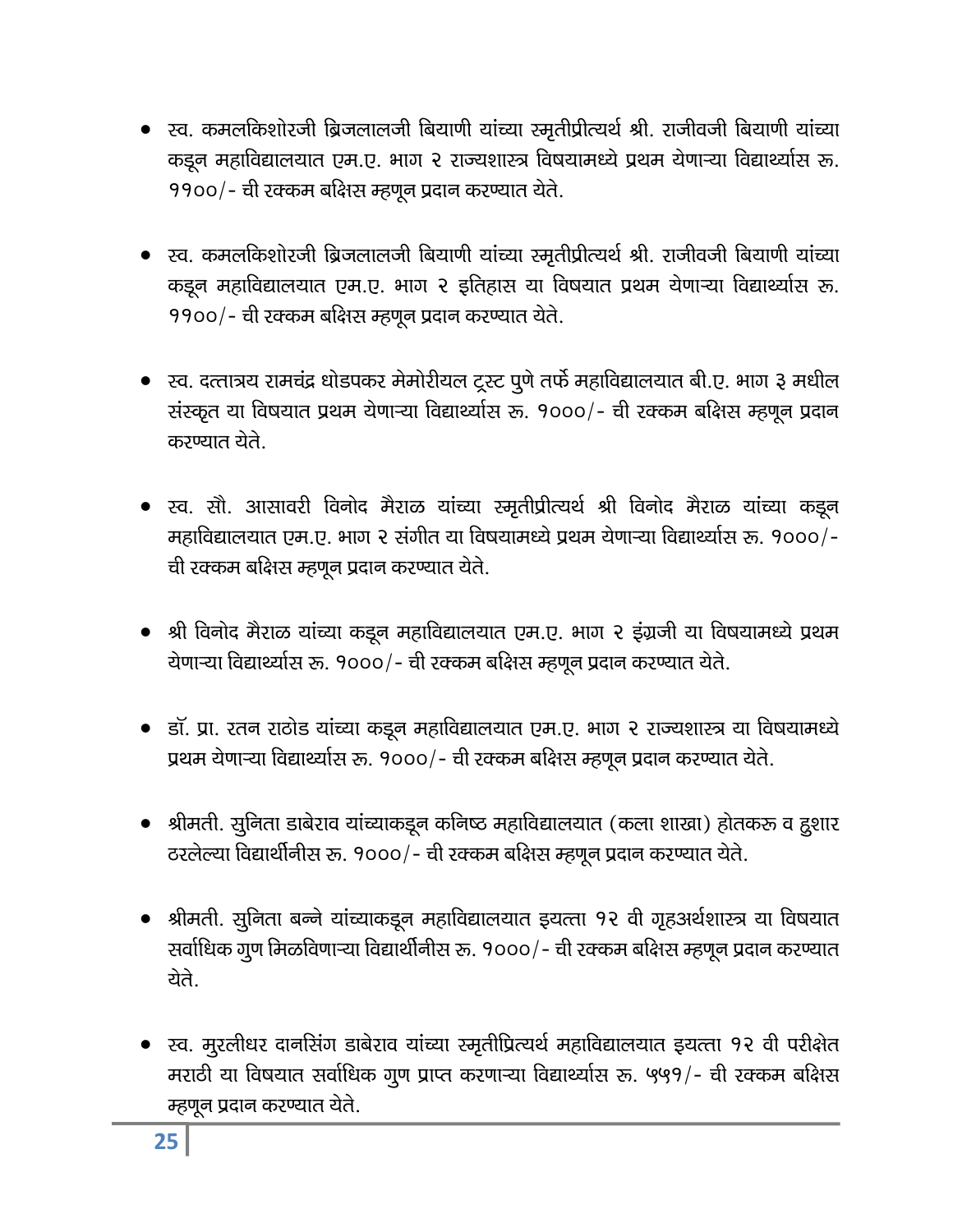- स्व. कमलकिशोरजी ब्रिजलालजी बियाणी यांच्या स्मृतीप्रीत्यर्थ श्री. राजीवजी बियाणी यांच्या कडून महाविद्यालयात एम.ए. भाग २ राज्यशास्त्र विषयामध्ये प्रथम येणाऱ्या विद्यार्थ्यास रू. ११००/- ची रक्कम बक्षिस म्हणून प्रदान करण्यात येते.

- स्व. कमलकिशोरजी ब्रिजलालजी बियाणी यांच्या स्मृतीप्रीत्यर्थ श्री. राजीवजी बियाणी यांच्या कडून महाविद्यालयात एम.ए. भाग २ इतिहास या विषयात प्रथम येणाऱ्या विद्यार्थ्यास रू. ११००/- ची रक्कम बक्षिस म्हणून प्रदान करण्यात येते.

- स्व. दत्तात्रय रामचंद्र धोडपकर मेमोरीयल ट्रस्ट पुणे तर्फे महाविद्यालयात बी.ए. भाग ३ मधील संस्कृत या विषयात प्रथम येणाऱ्या विद्यार्थ्यास रू. १०००/- ची रक्कम बक्षिस म्हणून प्रदान करण्यात येते.

- स्व. सौ. आसावरी विनोद मैराळ यांच्या स्मृतीप्रीत्यर्थ श्री विनोद मैराळ यांच्या कडून महाविद्यालयात एम.ए. भाग २ संगीत या विषयामध्ये प्रथम येणाऱ्या विद्यार्थ्यास रू. १०००/- ची रक्कम बक्षिस म्हणून प्रदान करण्यात येते.

- श्री विनोद मैराळ यांच्या कडून महाविद्यालयात एम.ए. भाग २ इंग्रजी या विषयामध्ये प्रथम येणाऱ्या विद्यार्थ्यास रू. १०००/- ची रक्कम बक्षिस म्हणून प्रदान करण्यात येते.

- डॉ. प्रा. रतन राठोड यांच्या कडून महाविद्यालयात एम.ए. भाग २ राज्यशास्त्र या विषयामध्ये प्रथम येणाऱ्या विद्यार्थ्यास रू. १०००/- ची रक्कम बक्षिस म्हणून प्रदान करण्यात येते.

- श्रीमती. सुनिता डाबेराव यांच्याकडून कनिष्ठ महाविद्यालयात (कला शाखा) होतकरू व हुशार ठरलेल्या विद्यार्थीनीस रू. १०००/- ची रक्कम बक्षिस म्हणून प्रदान करण्यात येते.

- श्रीमती. सुनिता बन्ने यांच्याकडून महाविद्यालयात इयत्ता १२ वी गृहअर्थशास्त्र या विषयात सर्वाधिक गुण मिळविणाऱ्या विद्यार्थीनीस रू. १०००/- ची रक्कम बक्षिस म्हणून प्रदान करण्यात येते.

- स्व. मुरलीधर दानसिंग डाबेराव यांच्या स्मृतीप्रित्यर्थ महाविद्यालयात इयत्ता १२ वी परीक्षेत मराठी या विषयात सर्वाधिक गुण प्राप्त करणाऱ्या विद्यार्थ्यास रू. ५५१/- ची रक्कम बक्षिस म्हणून प्रदान करण्यात येते.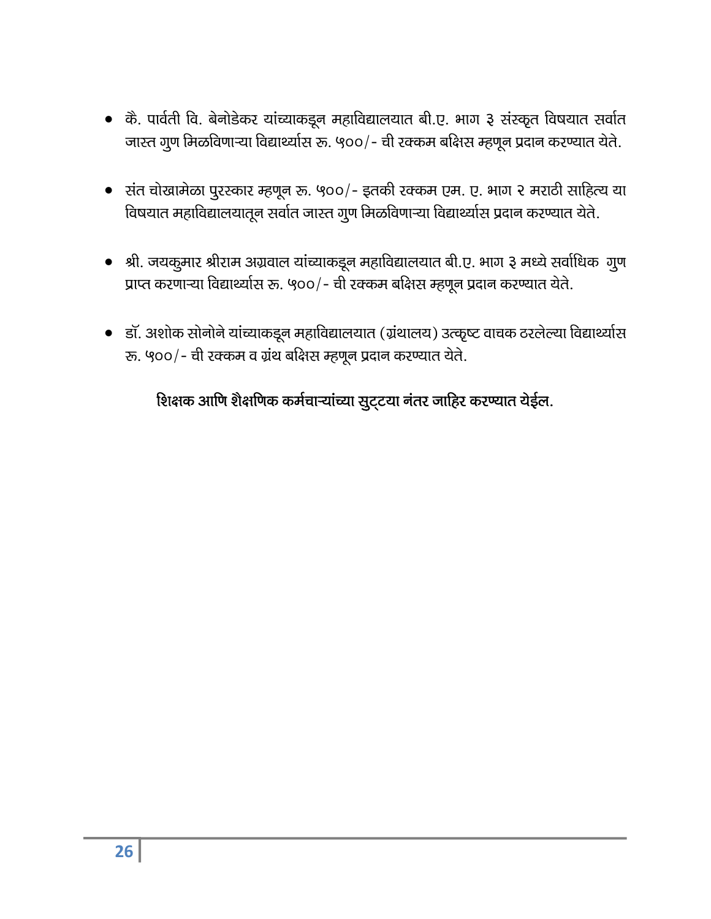- कै. पार्वती वि. बेनोडेकर यांच्याकडून महाविद्यालयात बी.ए. भाग ३ संस्कृत विषयात सर्वात जास्त गुण मिळविणाऱ्या विद्यार्थ्यास रू. ५००/- ची रक्कम बक्षिस म्हणून प्रदान करण्यात येते.

- संत चोखामेळा पुरस्कार म्हणून रू. ५००/- इतकी रक्कम एम. ए. भाग २ मराठी साहित्य या विषयात महाविद्यालयातून सर्वात जास्त गुण मिळविणाऱ्या विद्यार्थ्यास प्रदान करण्यात येते.

- श्री. जयकुमार श्रीराम अग्रवाल यांच्याकडून महाविद्यालयात बी.ए. भाग ३ मध्ये सर्वाधिक गुण प्राप्त करणाऱ्या विद्यार्थ्यास रू. ५००/- ची रक्कम बक्षिस म्हणून प्रदान करण्यात येते.

- डॉ. अशोक सोनोने यांच्याकडून महाविद्यालयात (ग्रंथालय) उत्कृष्ट वाचक ठरलेल्या विद्यार्थ्यास रू. ५००/- ची रक्कम व ग्रंथ बक्षिस म्हणून प्रदान करण्यात येते.

**शिक्षक आणि शैक्षणिक कर्मचाऱ्यांच्या सुट्टया नंतर जाहिर करण्यात येईल.**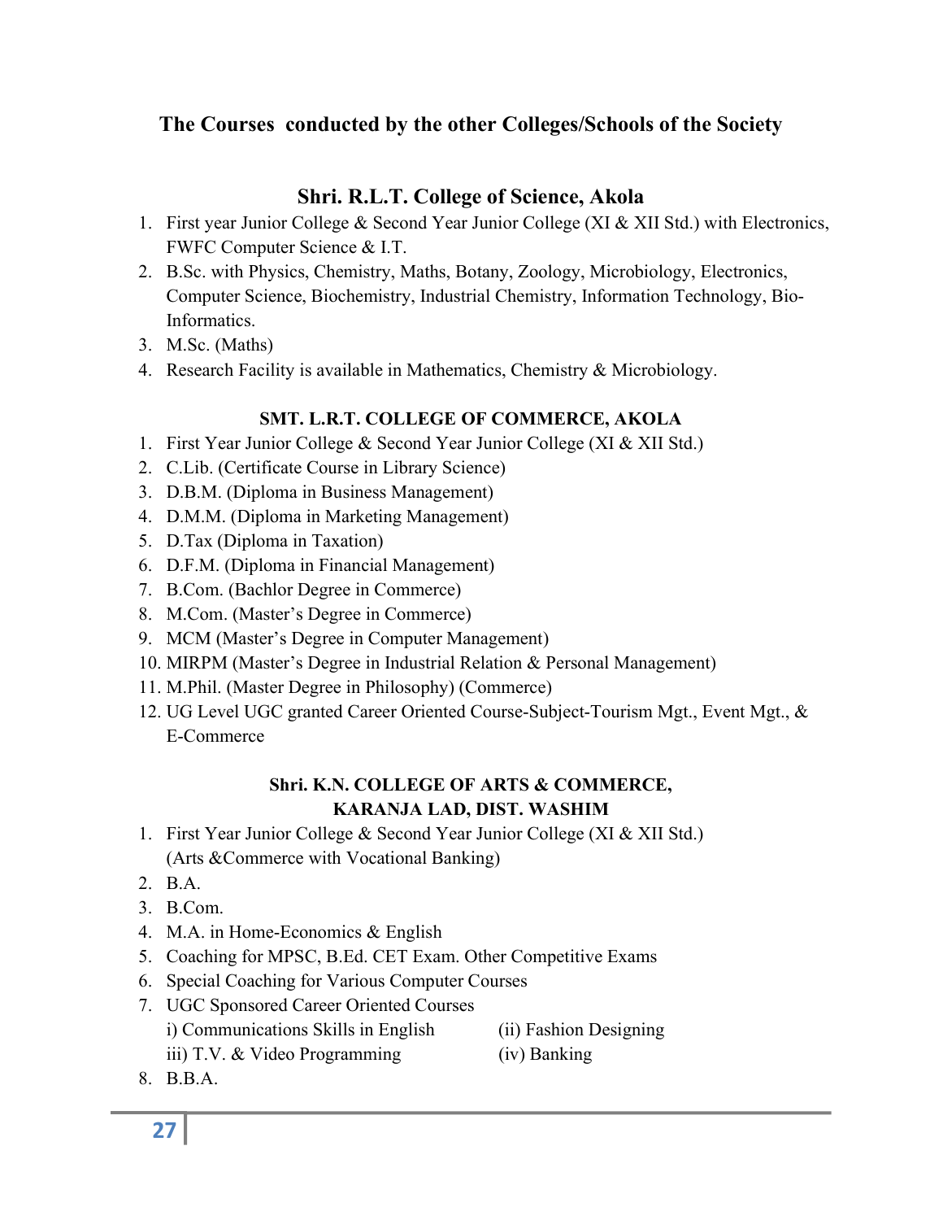## The Courses conducted by the other Colleges/Schools of the Society

### Shri. R.L.T. College of Science, Akola

1. First year Junior College & Second Year Junior College (XI & XII Std.) with Electronics, FWFC Computer Science & I.T.
2. B.Sc. with Physics, Chemistry, Maths, Botany, Zoology, Microbiology, Electronics, Computer Science, Biochemistry, Industrial Chemistry, Information Technology, Bio-Informatics.
3. M.Sc. (Maths)
4. Research Facility is available in Mathematics, Chemistry & Microbiology.

### SMT. L.R.T. COLLEGE OF COMMERCE, AKOLA

1. First Year Junior College & Second Year Junior College (XI & XII Std.)
2. C.Lib. (Certificate Course in Library Science)
3. D.B.M. (Diploma in Business Management)
4. D.M.M. (Diploma in Marketing Management)
5. D.Tax (Diploma in Taxation)
6. D.F.M. (Diploma in Financial Management)
7. B.Com. (Bachlor Degree in Commerce)
8. M.Com. (Master's Degree in Commerce)
9. MCM (Master's Degree in Computer Management)
10. MIRPM (Master's Degree in Industrial Relation & Personal Management)
11. M.Phil. (Master Degree in Philosophy) (Commerce)
12. UG Level UGC granted Career Oriented Course-Subject-Tourism Mgt., Event Mgt., & E-Commerce

### Shri. K.N. COLLEGE OF ARTS & COMMERCE, KARANJA LAD, DIST. WASHIM

1. First Year Junior College & Second Year Junior College (XI & XII Std.) (Arts &Commerce with Vocational Banking)
2. B.A.
3. B.Com.
4. M.A. in Home-Economics & English
5. Coaching for MPSC, B.Ed. CET Exam. Other Competitive Exams
6. Special Coaching for Various Computer Courses
7. UGC Sponsored Career Oriented Courses
   i) Communications Skills in English
   (ii) Fashion Designing
   iii) T.V. & Video Programming
   (iv) Banking
8. B.B.A.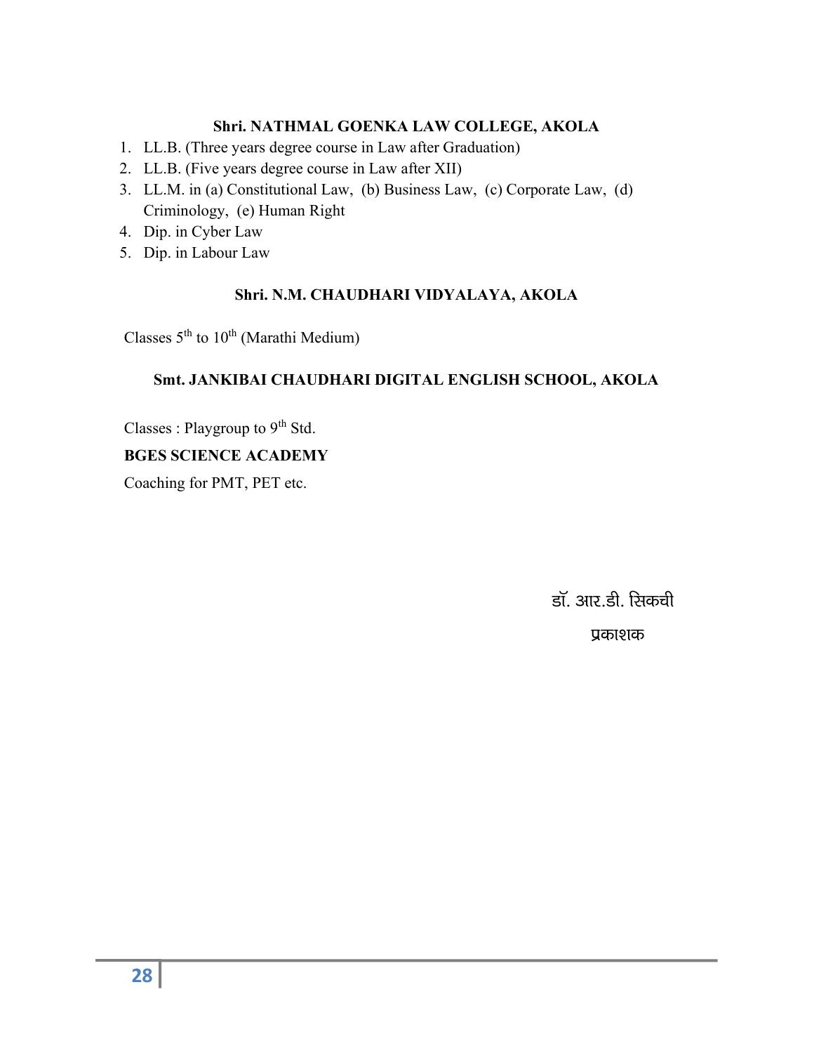### Shri. NATHMAL GOENKA LAW COLLEGE, AKOLA

1. LL.B. (Three years degree course in Law after Graduation)
2. LL.B. (Five years degree course in Law after XII)
3. LL.M. in (a) Constitutional Law, (b) Business Law, (c) Corporate Law, (d) Criminology, (e) Human Right
4. Dip. in Cyber Law
5. Dip. in Labour Law

### Shri. N.M. CHAUDHARI VIDYALAYA, AKOLA

Classes $5^{th}$ to $10^{th}$ (Marathi Medium)

### Smt. JANKIBAI CHAUDHARI DIGITAL ENGLISH SCHOOL, AKOLA

Classes : Playgroup to $9^{th}$ Std.

**BGES SCIENCE ACADEMY**

Coaching for PMT, PET etc.

डॉ. आर.डी. सिकची

प्रकाशक